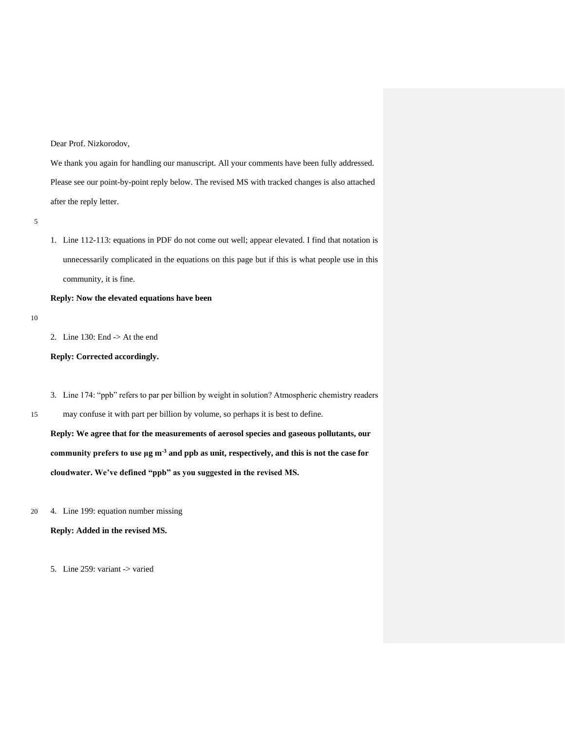Dear Prof. Nizkorodov,

We thank you again for handling our manuscript. All your comments have been fully addressed. Please see our point-by-point reply below. The revised MS with tracked changes is also attached after the reply letter.

1. Line 112-113: equations in PDF do not come out well; appear elevated. I find that notation is unnecessarily complicated in the equations on this page but if this is what people use in this community, it is fine.

**Reply: Now the elevated equations have been**

2. Line 130: End -> At the end

**Reply: Corrected accordingly.**

3. Line 174: "ppb" refers to par per billion by weight in solution? Atmospheric chemistry readers may confuse it with part per billion by volume, so perhaps it is best to define.

**Reply: We agree that for the measurements of aerosol species and gaseous pollutants, our community prefers to use μg m$^{-3}$ and ppb as unit, respectively, and this is not the case for cloudwater. We've defined "ppb" as you suggested in the revised MS.**

4. Line 199: equation number missing

**Reply: Added in the revised MS.**

5. Line 259: variant -> varied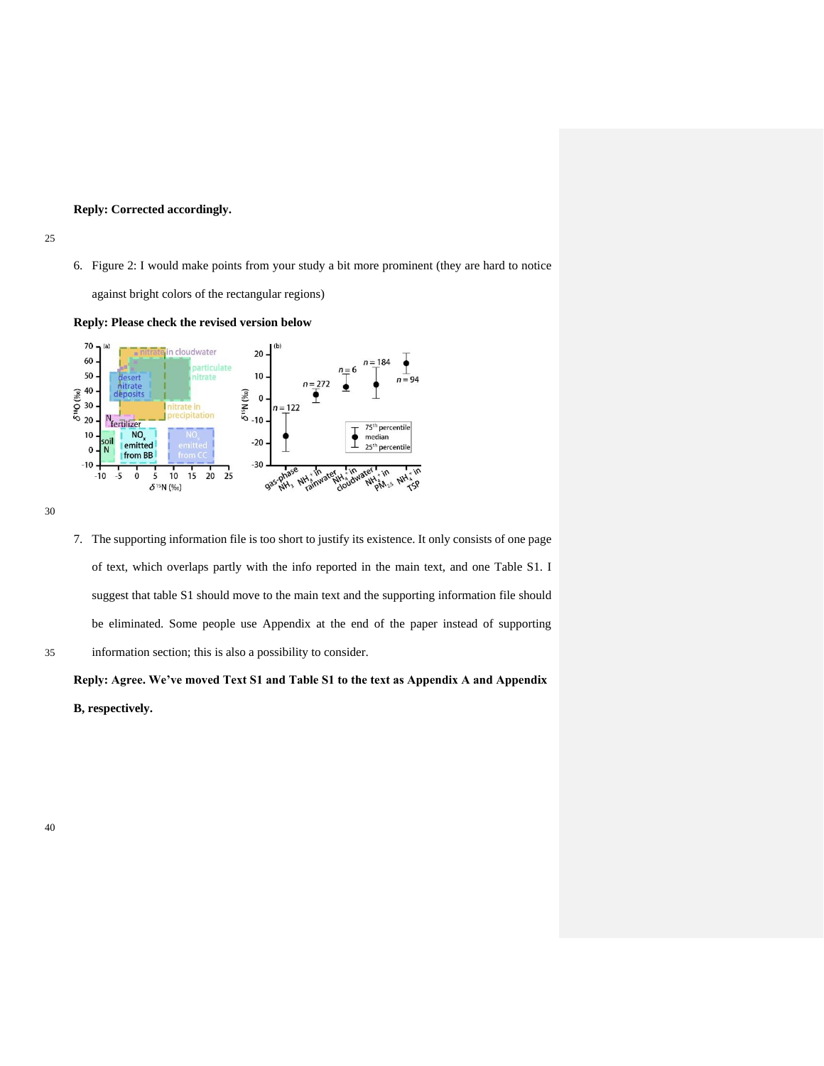**Reply: Corrected accordingly.**

6. Figure 2: I would make points from your study a bit more prominent (they are hard to notice against bright colors of the rectangular regions)

**Reply: Please check the revised version below**

7. The supporting information file is too short to justify its existence. It only consists of one page of text, which overlaps partly with the info reported in the main text, and one Table S1. I suggest that table S1 should move to the main text and the supporting information file should be eliminated. Some people use Appendix at the end of the paper instead of supporting information section; this is also a possibility to consider.

**Reply: Agree. We've moved Text S1 and Table S1 to the text as Appendix A and Appendix B, respectively.**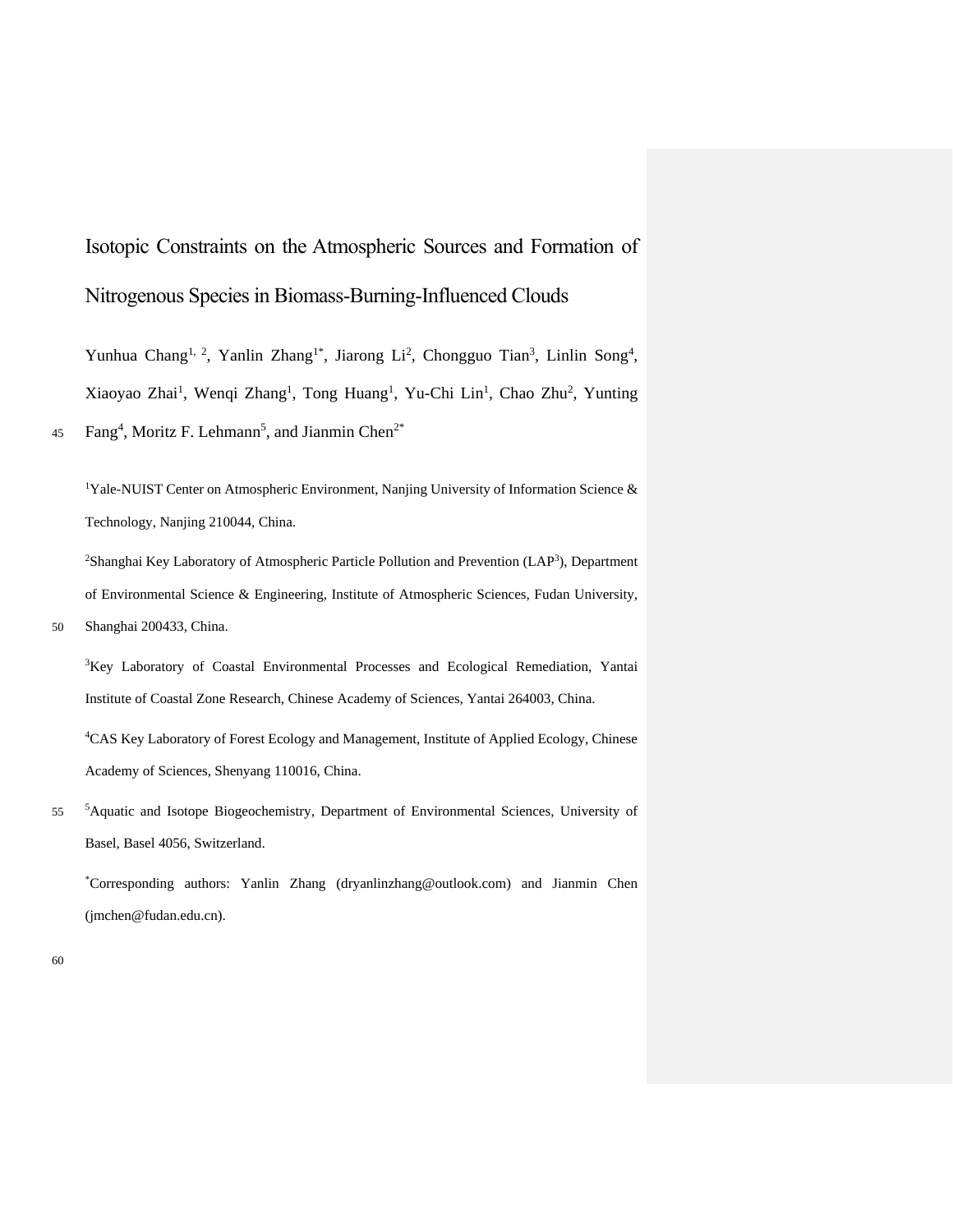# Isotopic Constraints on the Atmospheric Sources and Formation of Nitrogenous Species in Biomass-Burning-Influenced Clouds

Yunhua Chang[1, 2], Yanlin Zhang[1*], Jiarong Li[2], Chongguo Tian[3], Linlin Song[4], Xiaoyao Zhai[1], Wenqi Zhang[1], Tong Huang[1], Yu-Chi Lin[1], Chao Zhu[2], Yunting Fang[4], Moritz F. Lehmann[5], and Jianmin Chen[2*]

[1]Yale-NUIST Center on Atmospheric Environment, Nanjing University of Information Science & Technology, Nanjing 210044, China.

[2]Shanghai Key Laboratory of Atmospheric Particle Pollution and Prevention (LAP[3]), Department of Environmental Science & Engineering, Institute of Atmospheric Sciences, Fudan University, Shanghai 200433, China.

[3]Key Laboratory of Coastal Environmental Processes and Ecological Remediation, Yantai Institute of Coastal Zone Research, Chinese Academy of Sciences, Yantai 264003, China.

[4]CAS Key Laboratory of Forest Ecology and Management, Institute of Applied Ecology, Chinese Academy of Sciences, Shenyang 110016, China.

[5]Aquatic and Isotope Biogeochemistry, Department of Environmental Sciences, University of Basel, Basel 4056, Switzerland.

[*]Corresponding authors: Yanlin Zhang (dryanlinzhang@outlook.com) and Jianmin Chen (jmchen@fudan.edu.cn).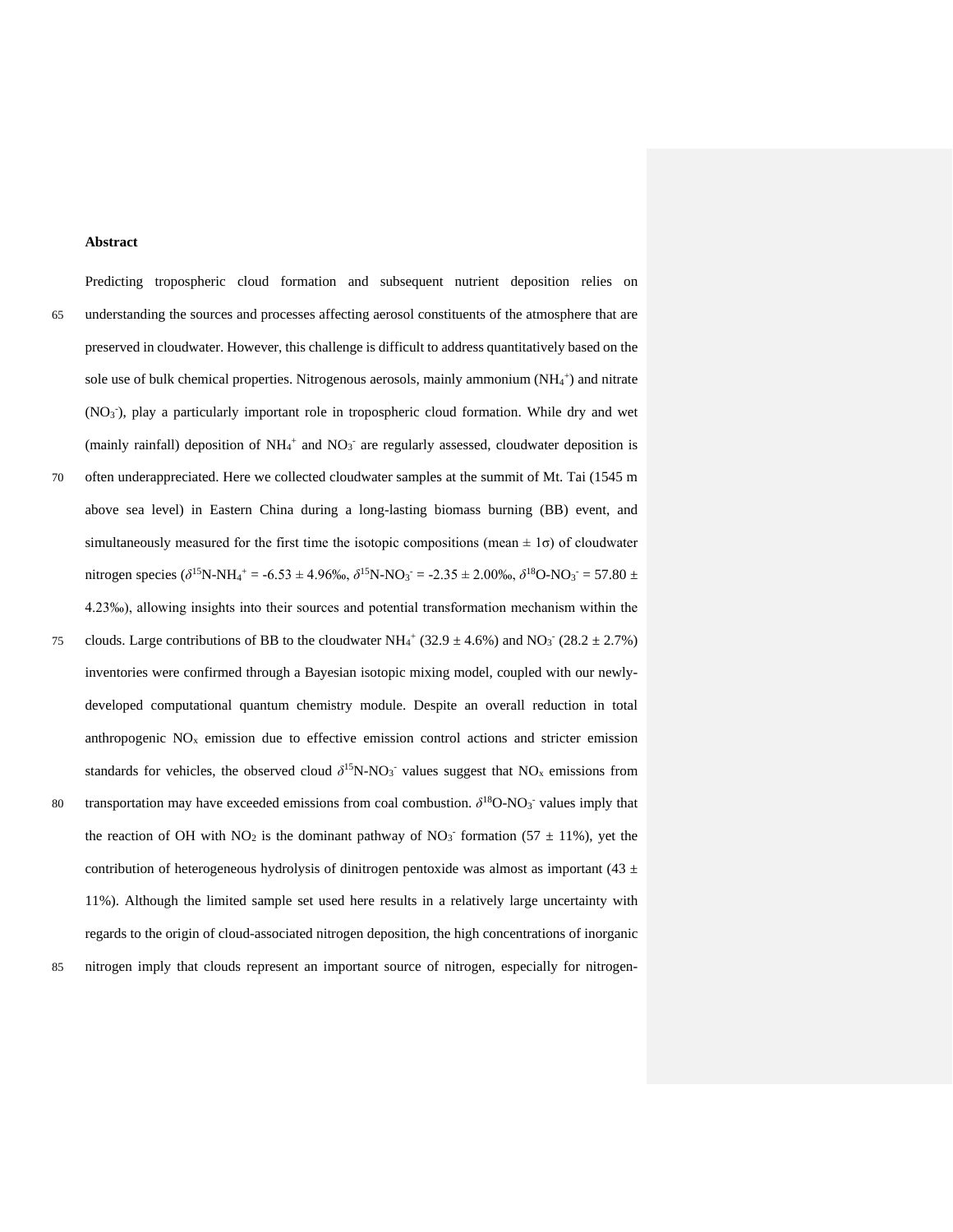**Abstract**

Predicting tropospheric cloud formation and subsequent nutrient deposition relies on understanding the sources and processes affecting aerosol constituents of the atmosphere that are preserved in cloudwater. However, this challenge is difficult to address quantitatively based on the sole use of bulk chemical properties. Nitrogenous aerosols, mainly ammonium ($NH_4^+$) and nitrate ($NO_3^-$), play a particularly important role in tropospheric cloud formation. While dry and wet (mainly rainfall) deposition of $NH_4^+$ and $NO_3^-$ are regularly assessed, cloudwater deposition is often underappreciated. Here we collected cloudwater samples at the summit of Mt. Tai (1545 m above sea level) in Eastern China during a long-lasting biomass burning (BB) event, and simultaneously measured for the first time the isotopic compositions (mean ± 1σ) of cloudwater nitrogen species ($\delta^{15}$N-$NH_4^+$ = -6.53 ± 4.96‰, $\delta^{15}$N-$NO_3^-$ = -2.35 ± 2.00‰, $\delta^{18}$O-$NO_3^-$ = 57.80 ± 4.23‰), allowing insights into their sources and potential transformation mechanism within the clouds. Large contributions of BB to the cloudwater $NH_4^+$ (32.9 ± 4.6%) and $NO_3^-$ (28.2 ± 2.7%) inventories were confirmed through a Bayesian isotopic mixing model, coupled with our newly-developed computational quantum chemistry module. Despite an overall reduction in total anthropogenic $NO_x$ emission due to effective emission control actions and stricter emission standards for vehicles, the observed cloud $\delta^{15}$N-$NO_3^-$ values suggest that $NO_x$ emissions from transportation may have exceeded emissions from coal combustion. $\delta^{18}$O-$NO_3^-$ values imply that the reaction of OH with $NO_2$ is the dominant pathway of $NO_3^-$ formation (57 ± 11%), yet the contribution of heterogeneous hydrolysis of dinitrogen pentoxide was almost as important (43 ± 11%). Although the limited sample set used here results in a relatively large uncertainty with regards to the origin of cloud-associated nitrogen deposition, the high concentrations of inorganic nitrogen imply that clouds represent an important source of nitrogen, especially for nitrogen-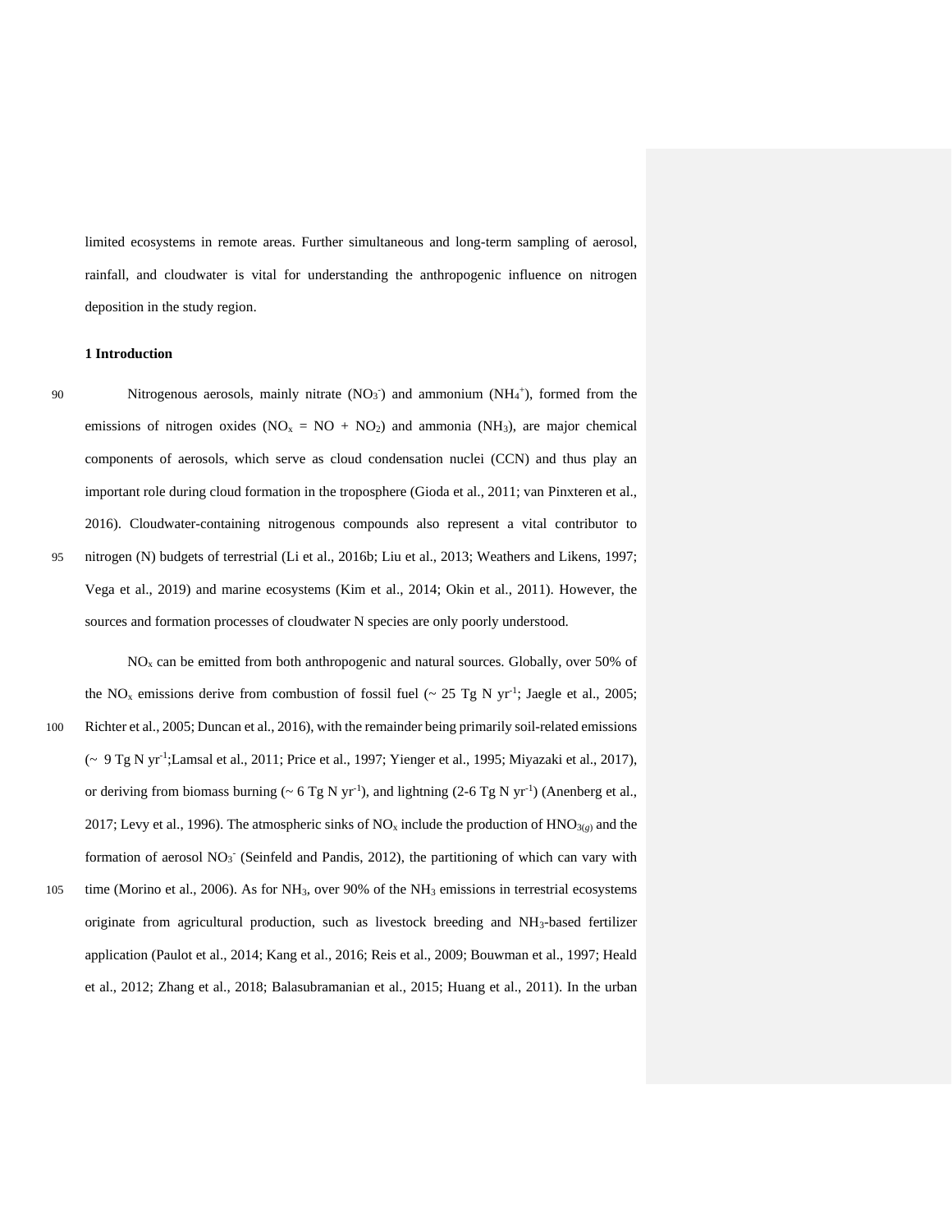limited ecosystems in remote areas. Further simultaneous and long-term sampling of aerosol, rainfall, and cloudwater is vital for understanding the anthropogenic influence on nitrogen deposition in the study region.

## 1 Introduction

Nitrogenous aerosols, mainly nitrate ($NO_3^-$) and ammonium ($NH_4^+$), formed from the emissions of nitrogen oxides ($NO_x$ = NO + $NO_2$) and ammonia ($NH_3$), are major chemical components of aerosols, which serve as cloud condensation nuclei (CCN) and thus play an important role during cloud formation in the troposphere (Gioda et al., 2011; van Pinxteren et al., 2016). Cloudwater-containing nitrogenous compounds also represent a vital contributor to nitrogen (N) budgets of terrestrial (Li et al., 2016b; Liu et al., 2013; Weathers and Likens, 1997; Vega et al., 2019) and marine ecosystems (Kim et al., 2014; Okin et al., 2011). However, the sources and formation processes of cloudwater N species are only poorly understood.

$NO_x$ can be emitted from both anthropogenic and natural sources. Globally, over 50% of the $NO_x$ emissions derive from combustion of fossil fuel (~ 25 Tg N $yr^{-1}$; Jaegle et al., 2005; Richter et al., 2005; Duncan et al., 2016), with the remainder being primarily soil-related emissions (~ 9 Tg N $yr^{-1}$;Lamsal et al., 2011; Price et al., 1997; Yienger et al., 1995; Miyazaki et al., 2017), or deriving from biomass burning (~ 6 Tg N $yr^{-1}$), and lightning (2-6 Tg N $yr^{-1}$) (Anenberg et al., 2017; Levy et al., 1996). The atmospheric sinks of $NO_x$ include the production of $HNO_{3(g)}$ and the formation of aerosol $NO_3^-$ (Seinfeld and Pandis, 2012), the partitioning of which can vary with time (Morino et al., 2006). As for $NH_3$, over 90% of the $NH_3$ emissions in terrestrial ecosystems originate from agricultural production, such as livestock breeding and $NH_3$-based fertilizer application (Paulot et al., 2014; Kang et al., 2016; Reis et al., 2009; Bouwman et al., 1997; Heald et al., 2012; Zhang et al., 2018; Balasubramanian et al., 2015; Huang et al., 2011). In the urban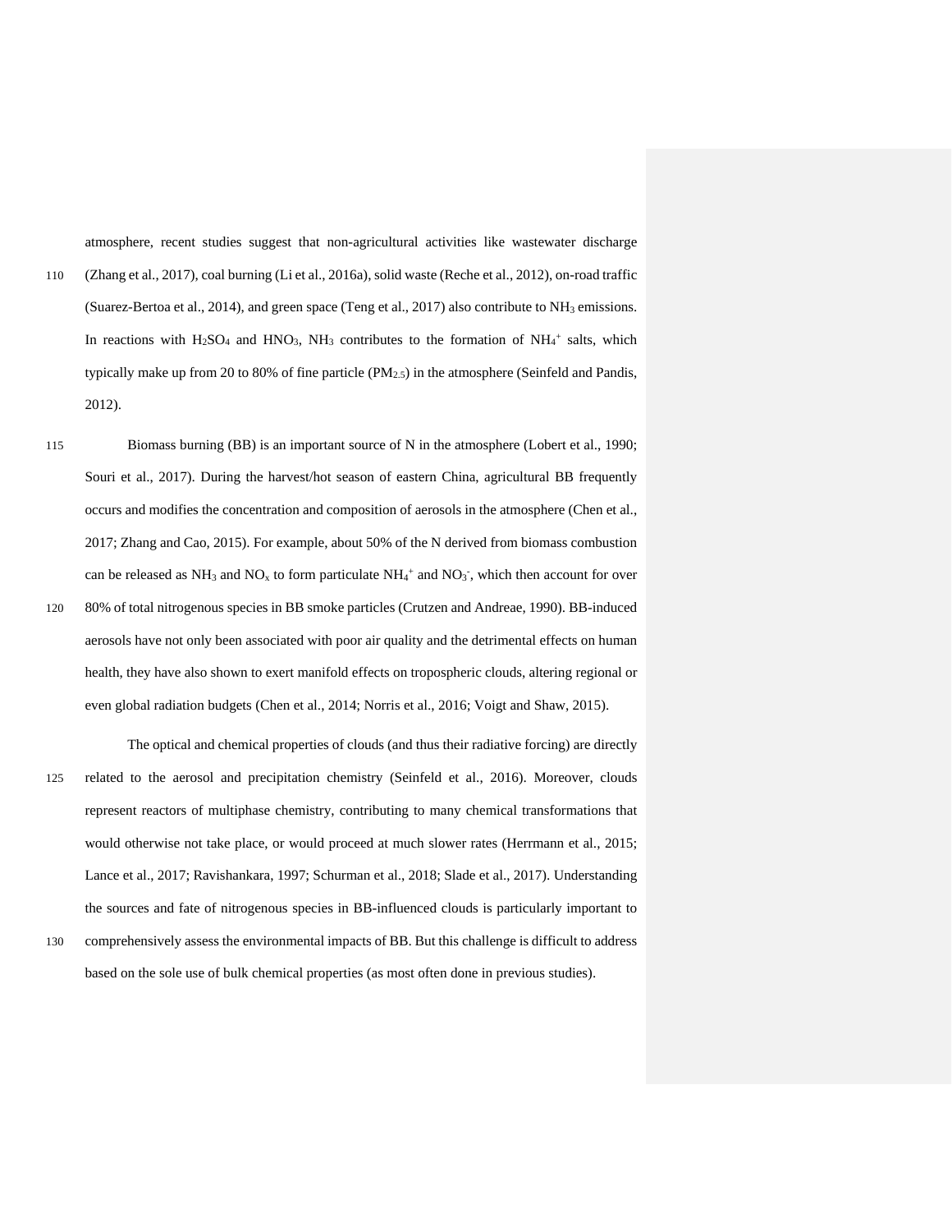atmosphere, recent studies suggest that non-agricultural activities like wastewater discharge (Zhang et al., 2017), coal burning (Li et al., 2016a), solid waste (Reche et al., 2012), on-road traffic (Suarez-Bertoa et al., 2014), and green space (Teng et al., 2017) also contribute to $NH_3$ emissions. In reactions with $H_2SO_4$ and $HNO_3$, $NH_3$ contributes to the formation of $NH_4^+$ salts, which typically make up from 20 to 80% of fine particle ($PM_{2.5}$) in the atmosphere (Seinfeld and Pandis, 2012).

Biomass burning (BB) is an important source of N in the atmosphere (Lobert et al., 1990; Souri et al., 2017). During the harvest/hot season of eastern China, agricultural BB frequently occurs and modifies the concentration and composition of aerosols in the atmosphere (Chen et al., 2017; Zhang and Cao, 2015). For example, about 50% of the N derived from biomass combustion can be released as $NH_3$ and $NO_x$ to form particulate $NH_4^+$ and $NO_3^-$, which then account for over 80% of total nitrogenous species in BB smoke particles (Crutzen and Andreae, 1990). BB-induced aerosols have not only been associated with poor air quality and the detrimental effects on human health, they have also shown to exert manifold effects on tropospheric clouds, altering regional or even global radiation budgets (Chen et al., 2014; Norris et al., 2016; Voigt and Shaw, 2015).

The optical and chemical properties of clouds (and thus their radiative forcing) are directly related to the aerosol and precipitation chemistry (Seinfeld et al., 2016). Moreover, clouds represent reactors of multiphase chemistry, contributing to many chemical transformations that would otherwise not take place, or would proceed at much slower rates (Herrmann et al., 2015; Lance et al., 2017; Ravishankara, 1997; Schurman et al., 2018; Slade et al., 2017). Understanding the sources and fate of nitrogenous species in BB-influenced clouds is particularly important to comprehensively assess the environmental impacts of BB. But this challenge is difficult to address based on the sole use of bulk chemical properties (as most often done in previous studies).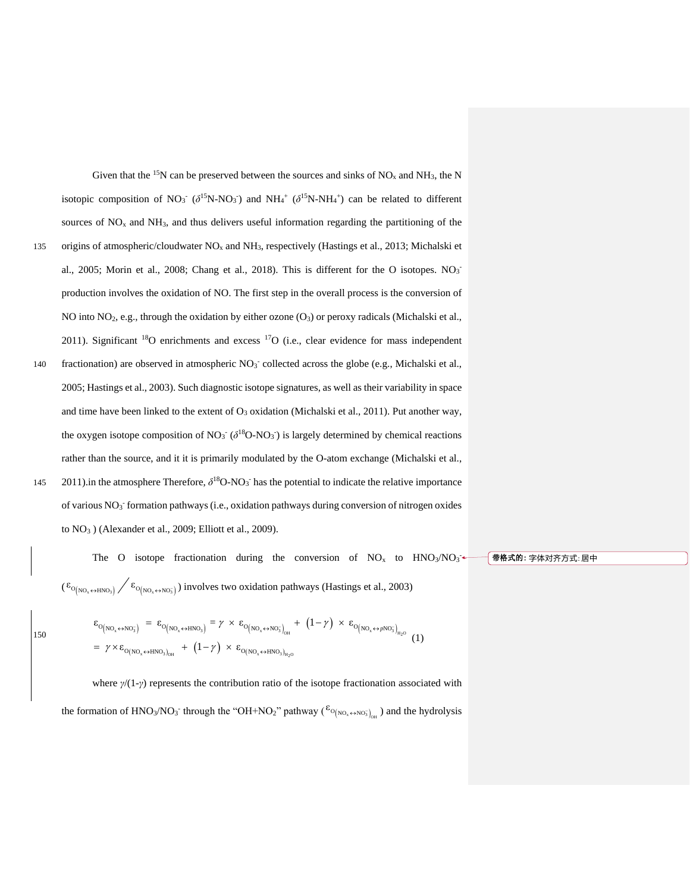Given that the $^{15}N$ can be preserved between the sources and sinks of $NO_x$ and $NH_3$, the N isotopic composition of $NO_3^-$ ($\delta^{15}N\text{-}NO_3^-$) and $NH_4^+$ ($\delta^{15}N\text{-}NH_4^+$) can be related to different sources of $NO_x$ and $NH_3$, and thus delivers useful information regarding the partitioning of the origins of atmospheric/cloudwater $NO_x$ and $NH_3$, respectively (Hastings et al., 2013; Michalski et al., 2005; Morin et al., 2008; Chang et al., 2018). This is different for the O isotopes. $NO_3^-$ production involves the oxidation of NO. The first step in the overall process is the conversion of NO into $NO_2$, e.g., through the oxidation by either ozone ($O_3$) or peroxy radicals (Michalski et al., 2011). Significant $^{18}O$ enrichments and excess $^{17}O$ (i.e., clear evidence for mass independent fractionation) are observed in atmospheric $NO_3^-$ collected across the globe (e.g., Michalski et al., 2005; Hastings et al., 2003). Such diagnostic isotope signatures, as well as their variability in space and time have been linked to the extent of $O_3$ oxidation (Michalski et al., 2011). Put another way, the oxygen isotope composition of $NO_3^-$ ($\delta^{18}O\text{-}NO_3^-$) is largely determined by chemical reactions rather than the source, and it it is primarily modulated by the O-atom exchange (Michalski et al., 2011).in the atmosphere Therefore, $\delta^{18}O\text{-}NO_3^-$ has the potential to indicate the relative importance of various $NO_3^-$ formation pathways (i.e., oxidation pathways during conversion of nitrogen oxides to $NO_3$ ) (Alexander et al., 2009; Elliott et al., 2009).

The O isotope fractionation during the conversion of $NO_x$ to $HNO_3/NO_3^-$ ($\varepsilon_{O(NO_x\leftrightarrow HNO_3)} / \varepsilon_{O(NO_x\leftrightarrow NO_3^-)}$) involves two oxidation pathways (Hastings et al., 2003)

$$\begin{aligned}\varepsilon_{O(NO_x\leftrightarrow NO_3^-)} &= \varepsilon_{O(NO_x\leftrightarrow HNO_3)} = \gamma \times \varepsilon_{O(NO_x\leftrightarrow NO_3^-)_{OH}} + (1-\gamma) \times \varepsilon_{O(NO_x\leftrightarrow pNO_3^-)_{H_2O}} \\ &= \gamma \times \varepsilon_{O(NO_x\leftrightarrow HNO_3)_{OH}} + (1-\gamma) \times \varepsilon_{O(NO_x\leftrightarrow HNO_3)_{H_2O}}\end{aligned} \quad (1)$$

where $\gamma/(1-\gamma)$ represents the contribution ratio of the isotope fractionation associated with the formation of $HNO_3/NO_3^-$ through the "OH+$NO_2$" pathway ($\varepsilon_{O(NO_x\leftrightarrow NO_3^-)_{OH}}$) and the hydrolysis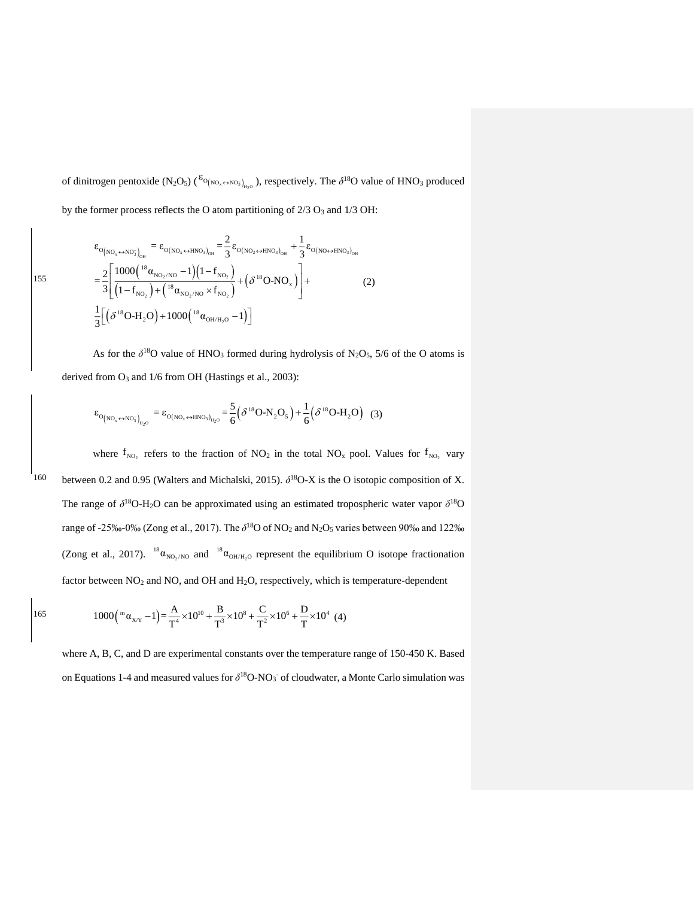of dinitrogen pentoxide ($N_2O_5$) ($\varepsilon_{O(NO_x \leftrightarrow NO_3^-)_{H_2O}}$), respectively. The $\delta^{18}$O value of $HNO_3$ produced by the former process reflects the O atom partitioning of 2/3 $O_3$ and 1/3 OH:

$$
\begin{aligned}
\varepsilon_{O(NO_x \leftrightarrow NO_3^-)_{OH}} &= \varepsilon_{O(NO_x \leftrightarrow HNO_3)_{OH}} = \frac{2}{3}\varepsilon_{O(NO_2 \leftrightarrow HNO_3)_{OH}} + \frac{1}{3}\varepsilon_{O(NO \leftrightarrow HNO_3)_{OH}} \\
&= \frac{2}{3}\left[\frac{1000\left({}^{18}\alpha_{NO_2/NO}-1\right)\left(1-f_{NO_2}\right)}{\left(1-f_{NO_2}\right)+\left({}^{18}\alpha_{NO_2/NO}\times f_{NO_2}\right)} + \left(\delta^{18}\text{O-NO}_x\right)\right] + \\
&\frac{1}{3}\left[\left(\delta^{18}\text{O-H}_2\text{O}\right) + 1000\left({}^{18}\alpha_{OH/H_2O}-1\right)\right]
\end{aligned}
\quad (2)
$$

As for the $\delta^{18}$O value of $HNO_3$ formed during hydrolysis of $N_2O_5$, 5/6 of the O atoms is derived from $O_3$ and 1/6 from OH (Hastings et al., 2003):

$$
\varepsilon_{O(NO_x \leftrightarrow NO_3^-)_{H_2O}} = \varepsilon_{O(NO_x \leftrightarrow HNO_3)_{H_2O}} = \frac{5}{6}\left(\delta^{18}\text{O-N}_2\text{O}_5\right) + \frac{1}{6}\left(\delta^{18}\text{O-H}_2\text{O}\right) \quad (3)
$$

where $f_{NO_2}$ refers to the fraction of $NO_2$ in the total $NO_x$ pool. Values for $f_{NO_2}$ vary between 0.2 and 0.95 (Walters and Michalski, 2015). $\delta^{18}$O-X is the O isotopic composition of X. The range of $\delta^{18}$O-$H_2O$ can be approximated using an estimated tropospheric water vapor $\delta^{18}$O range of -25‰-0‰ (Zong et al., 2017). The $\delta^{18}$O of $NO_2$ and $N_2O_5$ varies between 90‰ and 122‰ (Zong et al., 2017). ${}^{18}\alpha_{NO_2/NO}$ and ${}^{18}\alpha_{OH/H_2O}$ represent the equilibrium O isotope fractionation factor between $NO_2$ and NO, and OH and $H_2O$, respectively, which is temperature-dependent

$$
1000\left({}^{m}\alpha_{X/Y}-1\right) = \frac{A}{T^4}\times 10^{10} + \frac{B}{T^3}\times 10^{8} + \frac{C}{T^2}\times 10^{6} + \frac{D}{T}\times 10^{4} \quad (4)
$$

where A, B, C, and D are experimental constants over the temperature range of 150-450 K. Based on Equations 1-4 and measured values for $\delta^{18}$O-$NO_3^-$ of cloudwater, a Monte Carlo simulation was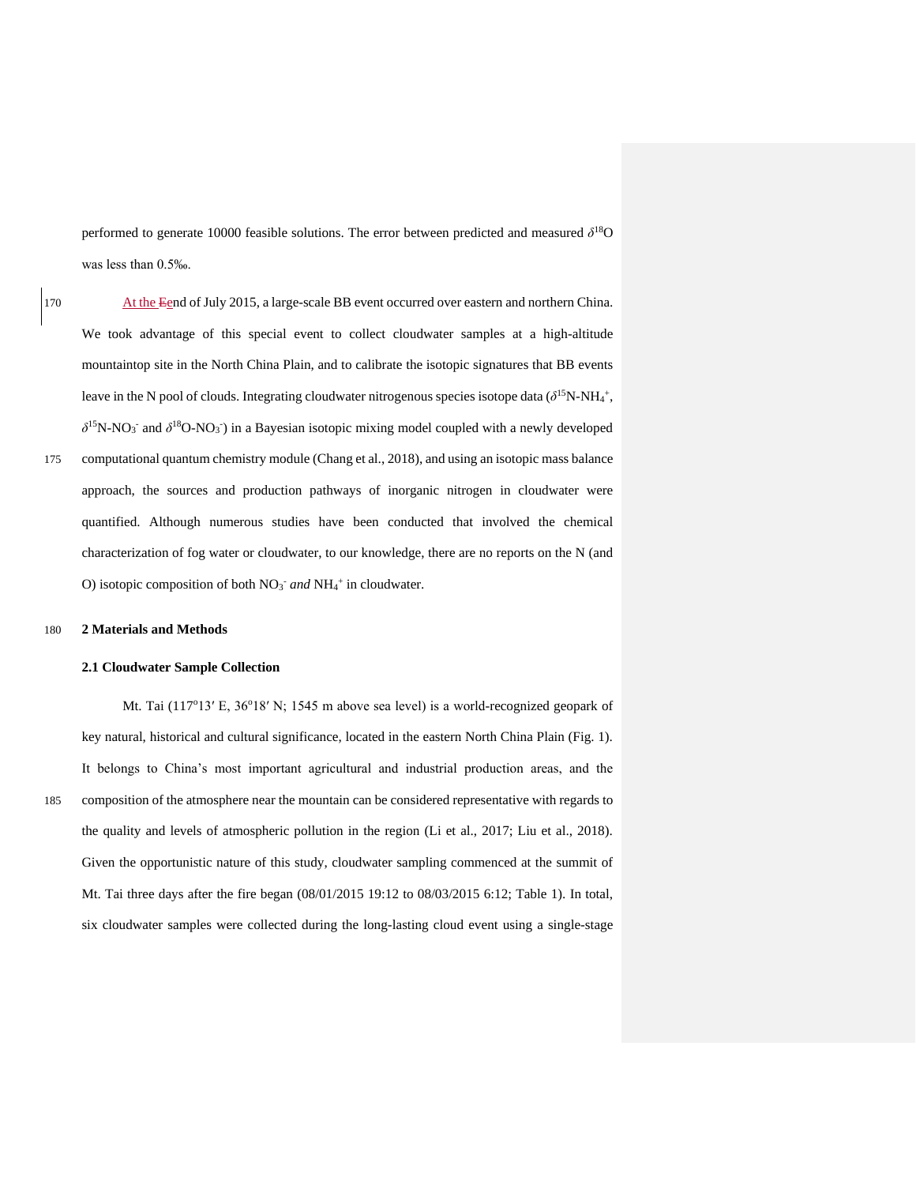performed to generate 10000 feasible solutions. The error between predicted and measured $\delta^{18}O$ was less than 0.5‰.

At the End of July 2015, a large-scale BB event occurred over eastern and northern China. We took advantage of this special event to collect cloudwater samples at a high-altitude mountaintop site in the North China Plain, and to calibrate the isotopic signatures that BB events leave in the N pool of clouds. Integrating cloudwater nitrogenous species isotope data ($\delta^{15}N$-$NH_4^+$, $\delta^{15}N$-$NO_3^-$ and $\delta^{18}O$-$NO_3^-$) in a Bayesian isotopic mixing model coupled with a newly developed computational quantum chemistry module (Chang et al., 2018), and using an isotopic mass balance approach, the sources and production pathways of inorganic nitrogen in cloudwater were quantified. Although numerous studies have been conducted that involved the chemical characterization of fog water or cloudwater, to our knowledge, there are no reports on the N (and O) isotopic composition of both $NO_3^-$ *and* $NH_4^+$ in cloudwater.

## 2 Materials and Methods

### 2.1 Cloudwater Sample Collection

Mt. Tai (117°13′ E, 36°18′ N; 1545 m above sea level) is a world-recognized geopark of key natural, historical and cultural significance, located in the eastern North China Plain (Fig. 1). It belongs to China's most important agricultural and industrial production areas, and the composition of the atmosphere near the mountain can be considered representative with regards to the quality and levels of atmospheric pollution in the region (Li et al., 2017; Liu et al., 2018). Given the opportunistic nature of this study, cloudwater sampling commenced at the summit of Mt. Tai three days after the fire began (08/01/2015 19:12 to 08/03/2015 6:12; Table 1). In total, six cloudwater samples were collected during the long-lasting cloud event using a single-stage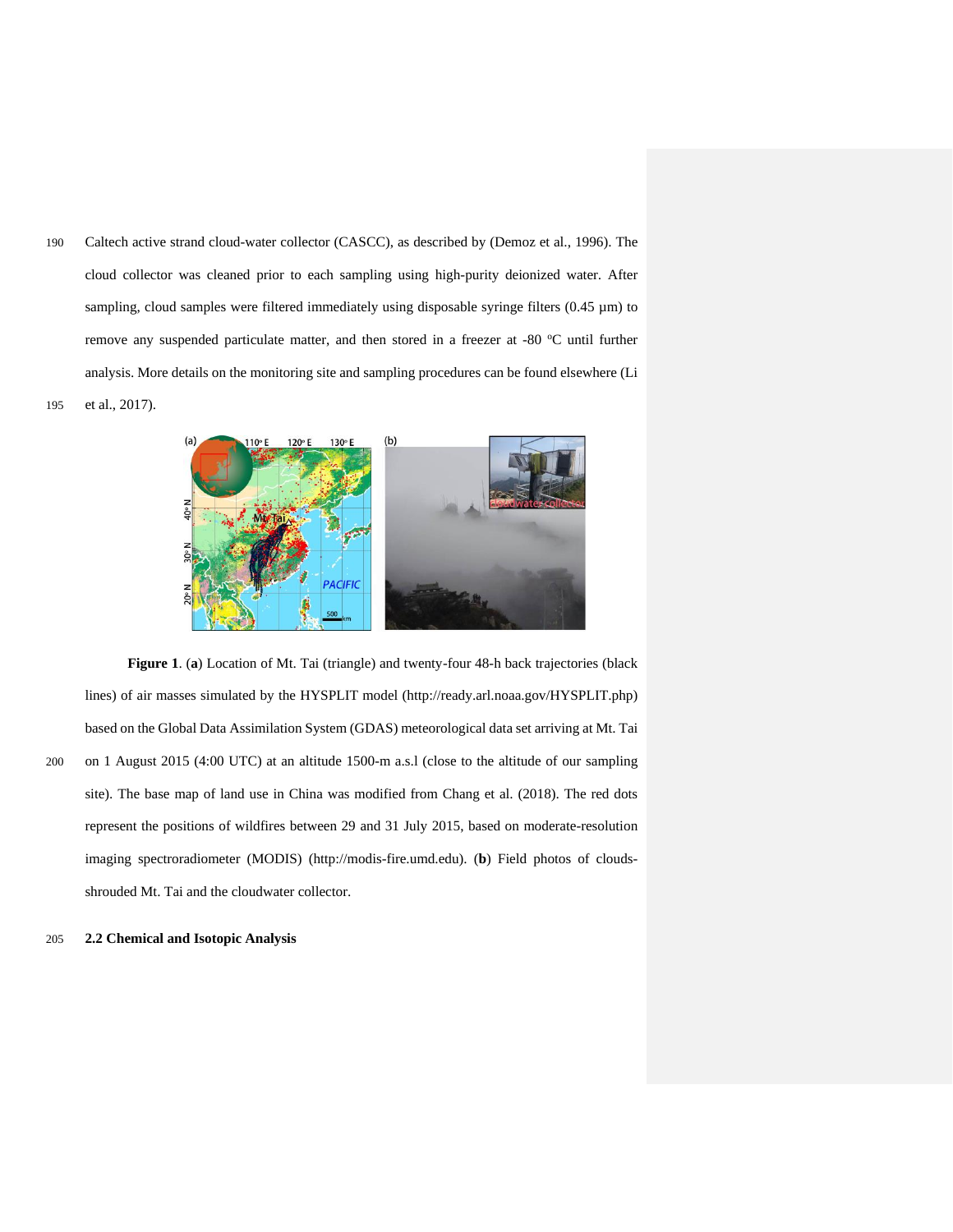Caltech active strand cloud-water collector (CASCC), as described by (Demoz et al., 1996). The cloud collector was cleaned prior to each sampling using high-purity deionized water. After sampling, cloud samples were filtered immediately using disposable syringe filters (0.45 µm) to remove any suspended particulate matter, and then stored in a freezer at -80 °C until further analysis. More details on the monitoring site and sampling procedures can be found elsewhere (Li et al., 2017).

**Figure 1**. (**a**) Location of Mt. Tai (triangle) and twenty-four 48-h back trajectories (black lines) of air masses simulated by the HYSPLIT model (http://ready.arl.noaa.gov/HYSPLIT.php) based on the Global Data Assimilation System (GDAS) meteorological data set arriving at Mt. Tai on 1 August 2015 (4:00 UTC) at an altitude 1500-m a.s.l (close to the altitude of our sampling site). The base map of land use in China was modified from Chang et al. (2018). The red dots represent the positions of wildfires between 29 and 31 July 2015, based on moderate-resolution imaging spectroradiometer (MODIS) (http://modis-fire.umd.edu). (**b**) Field photos of clouds-shrouded Mt. Tai and the cloudwater collector.

## 2.2 Chemical and Isotopic Analysis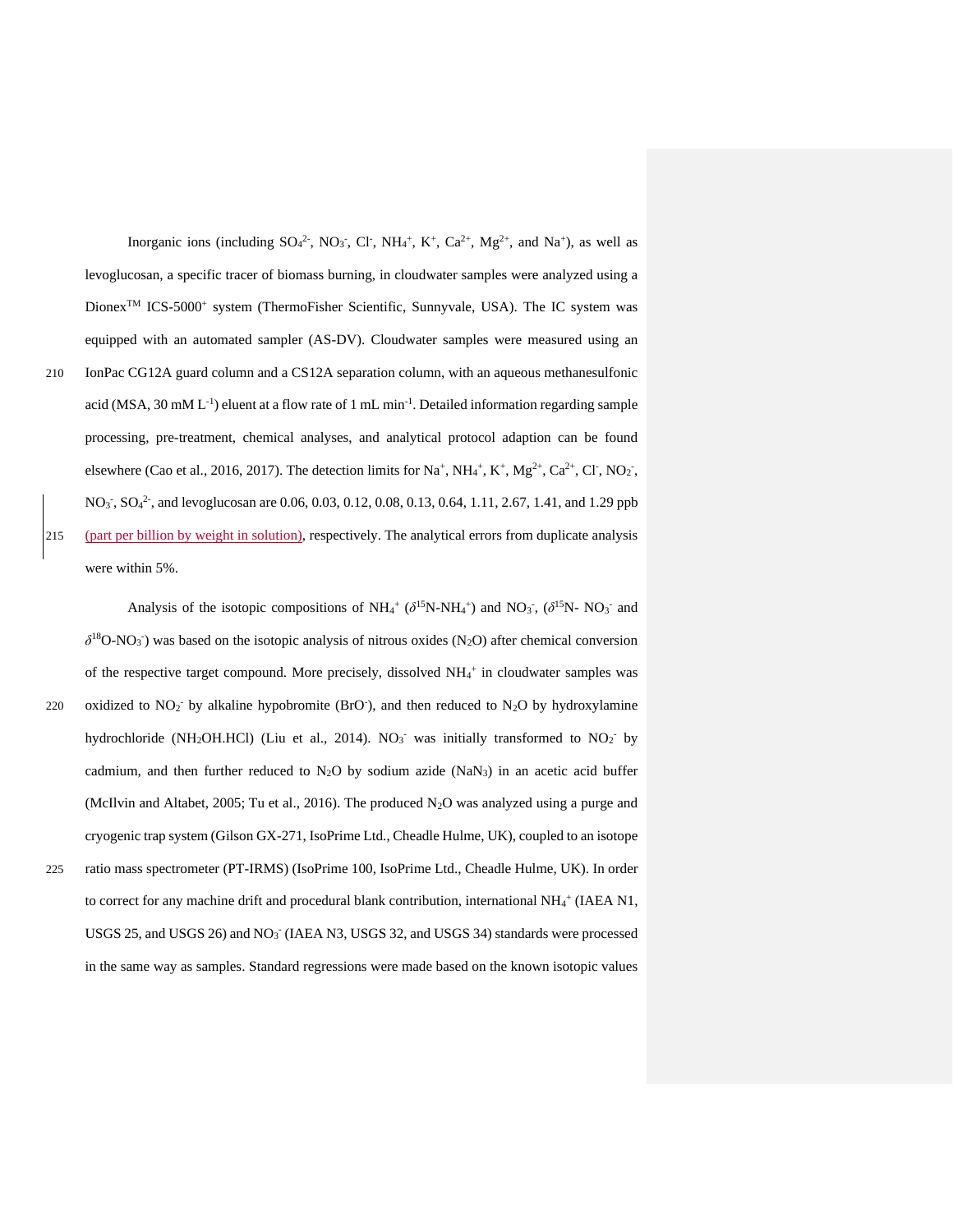Inorganic ions (including $SO_4^{2-}$, $NO_3^-$, $Cl^-$, $NH_4^+$, $K^+$, $Ca^{2+}$, $Mg^{2+}$, and $Na^+$), as well as levoglucosan, a specific tracer of biomass burning, in cloudwater samples were analyzed using a Dionex™ ICS-5000⁺ system (ThermoFisher Scientific, Sunnyvale, USA). The IC system was equipped with an automated sampler (AS-DV). Cloudwater samples were measured using an IonPac CG12A guard column and a CS12A separation column, with an aqueous methanesulfonic acid (MSA, 30 mM $L^{-1}$) eluent at a flow rate of 1 mL $min^{-1}$. Detailed information regarding sample processing, pre-treatment, chemical analyses, and analytical protocol adaption can be found elsewhere (Cao et al., 2016, 2017). The detection limits for $Na^+$, $NH_4^+$, $K^+$, $Mg^{2+}$, $Ca^{2+}$, $Cl^-$, $NO_2^-$, $NO_3^-$, $SO_4^{2-}$, and levoglucosan are 0.06, 0.03, 0.12, 0.08, 0.13, 0.64, 1.11, 2.67, 1.41, and 1.29 ppb (part per billion by weight in solution), respectively. The analytical errors from duplicate analysis were within 5%.

Analysis of the isotopic compositions of $NH_4^+$ ($\delta^{15}$N-$NH_4^+$) and $NO_3^-$, ($\delta^{15}$N- $NO_3^-$ and $\delta^{18}$O-$NO_3^-$) was based on the isotopic analysis of nitrous oxides ($N_2O$) after chemical conversion of the respective target compound. More precisely, dissolved $NH_4^+$ in cloudwater samples was oxidized to $NO_2^-$ by alkaline hypobromite ($BrO^-$), and then reduced to $N_2O$ by hydroxylamine hydrochloride ($NH_2OH.HCl$) (Liu et al., 2014). $NO_3^-$ was initially transformed to $NO_2^-$ by cadmium, and then further reduced to $N_2O$ by sodium azide ($NaN_3$) in an acetic acid buffer (McIlvin and Altabet, 2005; Tu et al., 2016). The produced $N_2O$ was analyzed using a purge and cryogenic trap system (Gilson GX-271, IsoPrime Ltd., Cheadle Hulme, UK), coupled to an isotope ratio mass spectrometer (PT-IRMS) (IsoPrime 100, IsoPrime Ltd., Cheadle Hulme, UK). In order to correct for any machine drift and procedural blank contribution, international $NH_4^+$ (IAEA N1, USGS 25, and USGS 26) and $NO_3^-$ (IAEA N3, USGS 32, and USGS 34) standards were processed in the same way as samples. Standard regressions were made based on the known isotopic values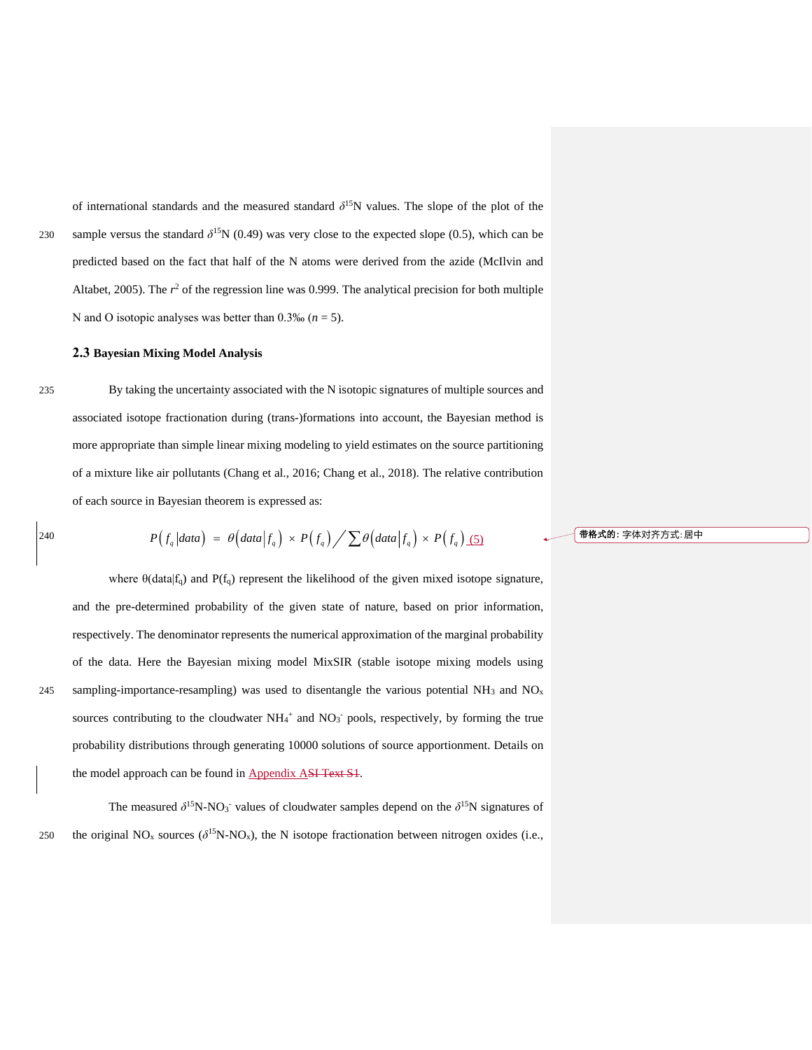of international standards and the measured standard $\delta^{15}N$ values. The slope of the plot of the sample versus the standard $\delta^{15}N$ (0.49) was very close to the expected slope (0.5), which can be predicted based on the fact that half of the N atoms were derived from the azide (McIlvin and Altabet, 2005). The $r^2$ of the regression line was 0.999. The analytical precision for both multiple N and O isotopic analyses was better than 0.3‰ ($n = 5$).

### 2.3 Bayesian Mixing Model Analysis

By taking the uncertainty associated with the N isotopic signatures of multiple sources and associated isotope fractionation during (trans-)formations into account, the Bayesian method is more appropriate than simple linear mixing modeling to yield estimates on the source partitioning of a mixture like air pollutants (Chang et al., 2016; Chang et al., 2018). The relative contribution of each source in Bayesian theorem is expressed as:

$$P\left(f_q \middle| data\right) = \theta\left(data \middle| f_q\right) \times P\left(f_q\right) \Big/ \sum \theta\left(data \middle| f_q\right) \times P\left(f_q\right) \quad (5)$$

带格式的: 字体对齐方式: 居中

where θ(data|$f_q$) and P($f_q$) represent the likelihood of the given mixed isotope signature, and the pre-determined probability of the given state of nature, based on prior information, respectively. The denominator represents the numerical approximation of the marginal probability of the data. Here the Bayesian mixing model MixSIR (stable isotope mixing models using sampling-importance-resampling) was used to disentangle the various potential $NH_3$ and $NO_x$ sources contributing to the cloudwater $NH_4^+$ and $NO_3^-$ pools, respectively, by forming the true probability distributions through generating 10000 solutions of source apportionment. Details on the model approach can be found in Appendix A~~SI Text S1~~.

The measured $\delta^{15}N$-$NO_3^-$ values of cloudwater samples depend on the $\delta^{15}N$ signatures of the original $NO_x$ sources ($\delta^{15}N$-$NO_x$), the N isotope fractionation between nitrogen oxides (i.e.,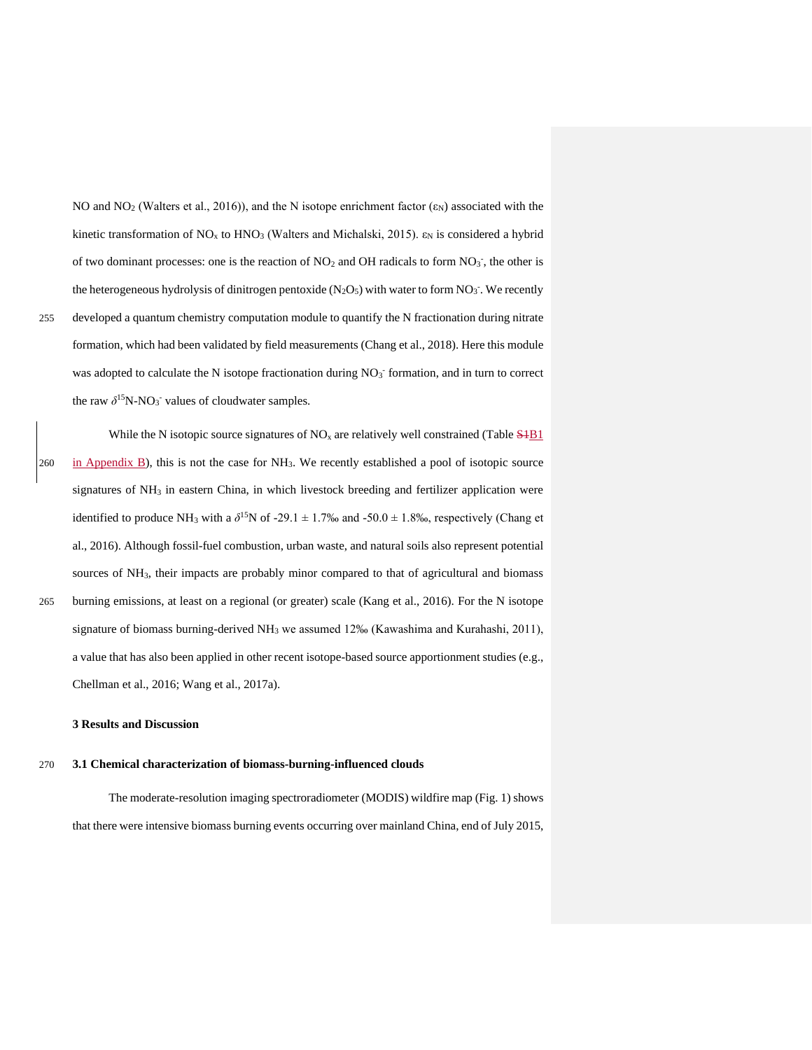NO and $NO_2$ (Walters et al., 2016)), and the N isotope enrichment factor ($\varepsilon_N$) associated with the kinetic transformation of $NO_x$ to $HNO_3$ (Walters and Michalski, 2015). $\varepsilon_N$ is considered a hybrid of two dominant processes: one is the reaction of $NO_2$ and OH radicals to form $NO_3^-$, the other is the heterogeneous hydrolysis of dinitrogen pentoxide ($N_2O_5$) with water to form $NO_3^-$. We recently developed a quantum chemistry computation module to quantify the N fractionation during nitrate formation, which had been validated by field measurements (Chang et al., 2018). Here this module was adopted to calculate the N isotope fractionation during $NO_3^-$ formation, and in turn to correct the raw $\delta^{15}$N-$NO_3^-$ values of cloudwater samples.

While the N isotopic source signatures of $NO_x$ are relatively well constrained (Table S1B1 in Appendix B), this is not the case for $NH_3$. We recently established a pool of isotopic source signatures of $NH_3$ in eastern China, in which livestock breeding and fertilizer application were identified to produce $NH_3$ with a $\delta^{15}$N of -29.1 ± 1.7‰ and -50.0 ± 1.8‰, respectively (Chang et al., 2016). Although fossil-fuel combustion, urban waste, and natural soils also represent potential sources of $NH_3$, their impacts are probably minor compared to that of agricultural and biomass burning emissions, at least on a regional (or greater) scale (Kang et al., 2016). For the N isotope signature of biomass burning-derived $NH_3$ we assumed 12‰ (Kawashima and Kurahashi, 2011), a value that has also been applied in other recent isotope-based source apportionment studies (e.g., Chellman et al., 2016; Wang et al., 2017a).

## 3 Results and Discussion

### 3.1 Chemical characterization of biomass-burning-influenced clouds

The moderate-resolution imaging spectroradiometer (MODIS) wildfire map (Fig. 1) shows that there were intensive biomass burning events occurring over mainland China, end of July 2015,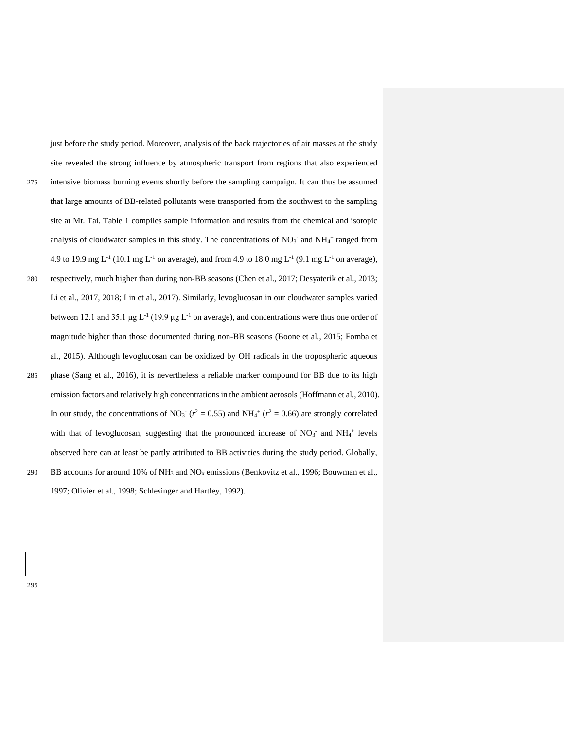just before the study period. Moreover, analysis of the back trajectories of air masses at the study site revealed the strong influence by atmospheric transport from regions that also experienced intensive biomass burning events shortly before the sampling campaign. It can thus be assumed that large amounts of BB-related pollutants were transported from the southwest to the sampling site at Mt. Tai. Table 1 compiles sample information and results from the chemical and isotopic analysis of cloudwater samples in this study. The concentrations of $NO_3^-$ and $NH_4^+$ ranged from 4.9 to 19.9 mg $L^{-1}$ (10.1 mg $L^{-1}$ on average), and from 4.9 to 18.0 mg $L^{-1}$ (9.1 mg $L^{-1}$ on average), respectively, much higher than during non-BB seasons (Chen et al., 2017; Desyaterik et al., 2013; Li et al., 2017, 2018; Lin et al., 2017). Similarly, levoglucosan in our cloudwater samples varied between 12.1 and 35.1 μg $L^{-1}$ (19.9 μg $L^{-1}$ on average), and concentrations were thus one order of magnitude higher than those documented during non-BB seasons (Boone et al., 2015; Fomba et al., 2015). Although levoglucosan can be oxidized by OH radicals in the tropospheric aqueous phase (Sang et al., 2016), it is nevertheless a reliable marker compound for BB due to its high emission factors and relatively high concentrations in the ambient aerosols (Hoffmann et al., 2010). In our study, the concentrations of $NO_3^-$ ($r^2 = 0.55$) and $NH_4^+$ ($r^2 = 0.66$) are strongly correlated with that of levoglucosan, suggesting that the pronounced increase of $NO_3^-$ and $NH_4^+$ levels observed here can at least be partly attributed to BB activities during the study period. Globally, BB accounts for around 10% of $NH_3$ and $NO_x$ emissions (Benkovitz et al., 1996; Bouwman et al., 1997; Olivier et al., 1998; Schlesinger and Hartley, 1992).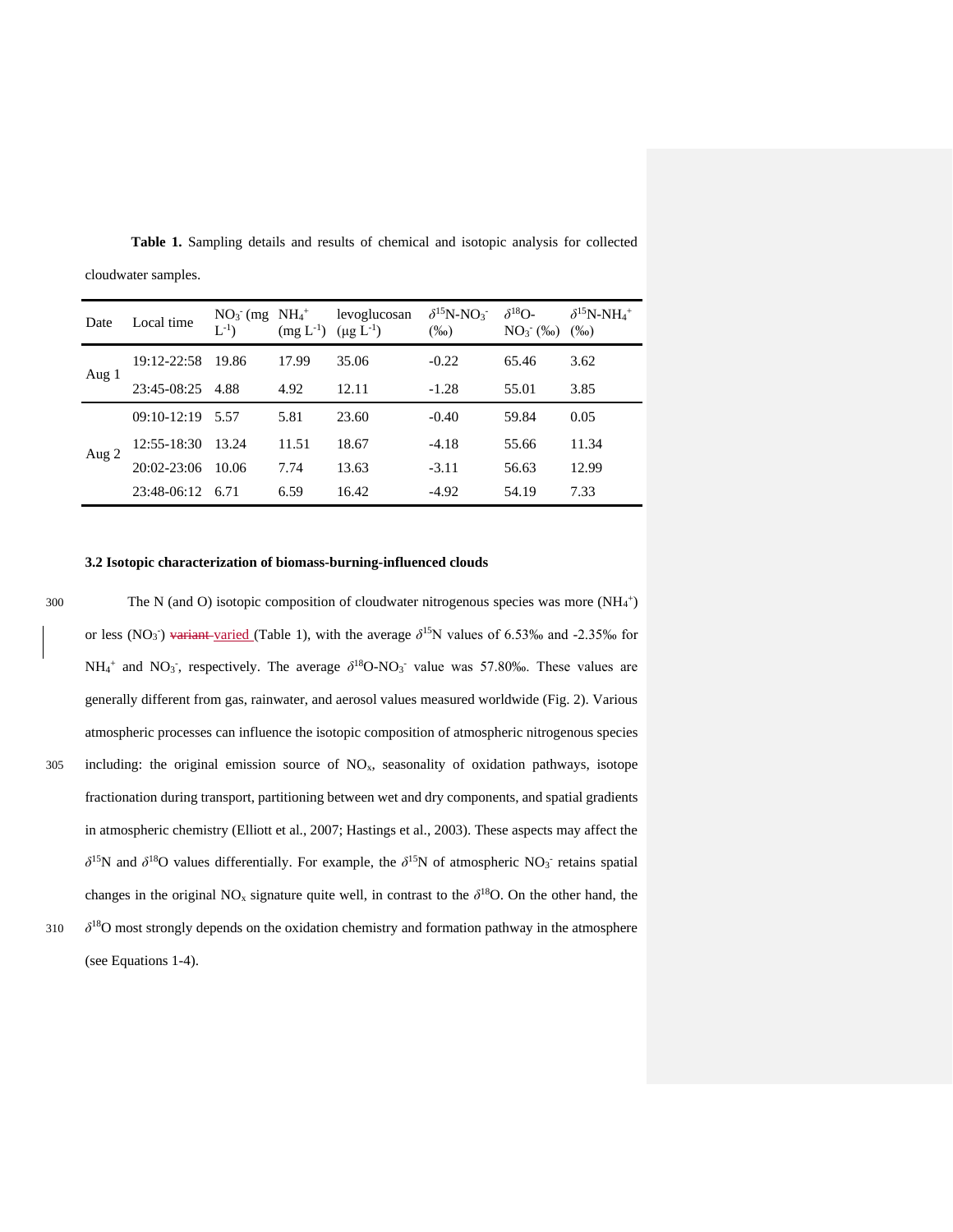**Table 1.** Sampling details and results of chemical and isotopic analysis for collected cloudwater samples.

| Date | Local time | $NO_3^-$ (mg $L^{-1}$) | $NH_4^+$ (mg $L^{-1}$) | levoglucosan (μg $L^{-1}$) | $\delta^{15}$N-$NO_3^-$ (‰) | $\delta^{18}$O-$NO_3^-$ (‰) | $\delta^{15}$N-$NH_4^+$ (‰) |
|---|---|---|---|---|---|---|---|
| Aug 1 | 19:12-22:58 | 19.86 | 17.99 | 35.06 | -0.22 | 65.46 | 3.62 |
| | 23:45-08:25 | 4.88 | 4.92 | 12.11 | -1.28 | 55.01 | 3.85 |
| Aug 2 | 09:10-12:19 | 5.57 | 5.81 | 23.60 | -0.40 | 59.84 | 0.05 |
| | 12:55-18:30 | 13.24 | 11.51 | 18.67 | -4.18 | 55.66 | 11.34 |
| | 20:02-23:06 | 10.06 | 7.74 | 13.63 | -3.11 | 56.63 | 12.99 |
| | 23:48-06:12 | 6.71 | 6.59 | 16.42 | -4.92 | 54.19 | 7.33 |

### 3.2 Isotopic characterization of biomass-burning-influenced clouds

The N (and O) isotopic composition of cloudwater nitrogenous species was more ($NH_4^+$) or less ($NO_3^-$) ~~variant~~ varied (Table 1), with the average $\delta^{15}$N values of 6.53‰ and -2.35‰ for $NH_4^+$ and $NO_3^-$, respectively. The average $\delta^{18}$O-$NO_3^-$ value was 57.80‰. These values are generally different from gas, rainwater, and aerosol values measured worldwide (Fig. 2). Various atmospheric processes can influence the isotopic composition of atmospheric nitrogenous species including: the original emission source of $NO_x$, seasonality of oxidation pathways, isotope fractionation during transport, partitioning between wet and dry components, and spatial gradients in atmospheric chemistry (Elliott et al., 2007; Hastings et al., 2003). These aspects may affect the $\delta^{15}$N and $\delta^{18}$O values differentially. For example, the $\delta^{15}$N of atmospheric $NO_3^-$ retains spatial changes in the original $NO_x$ signature quite well, in contrast to the $\delta^{18}$O. On the other hand, the $\delta^{18}$O most strongly depends on the oxidation chemistry and formation pathway in the atmosphere (see Equations 1-4).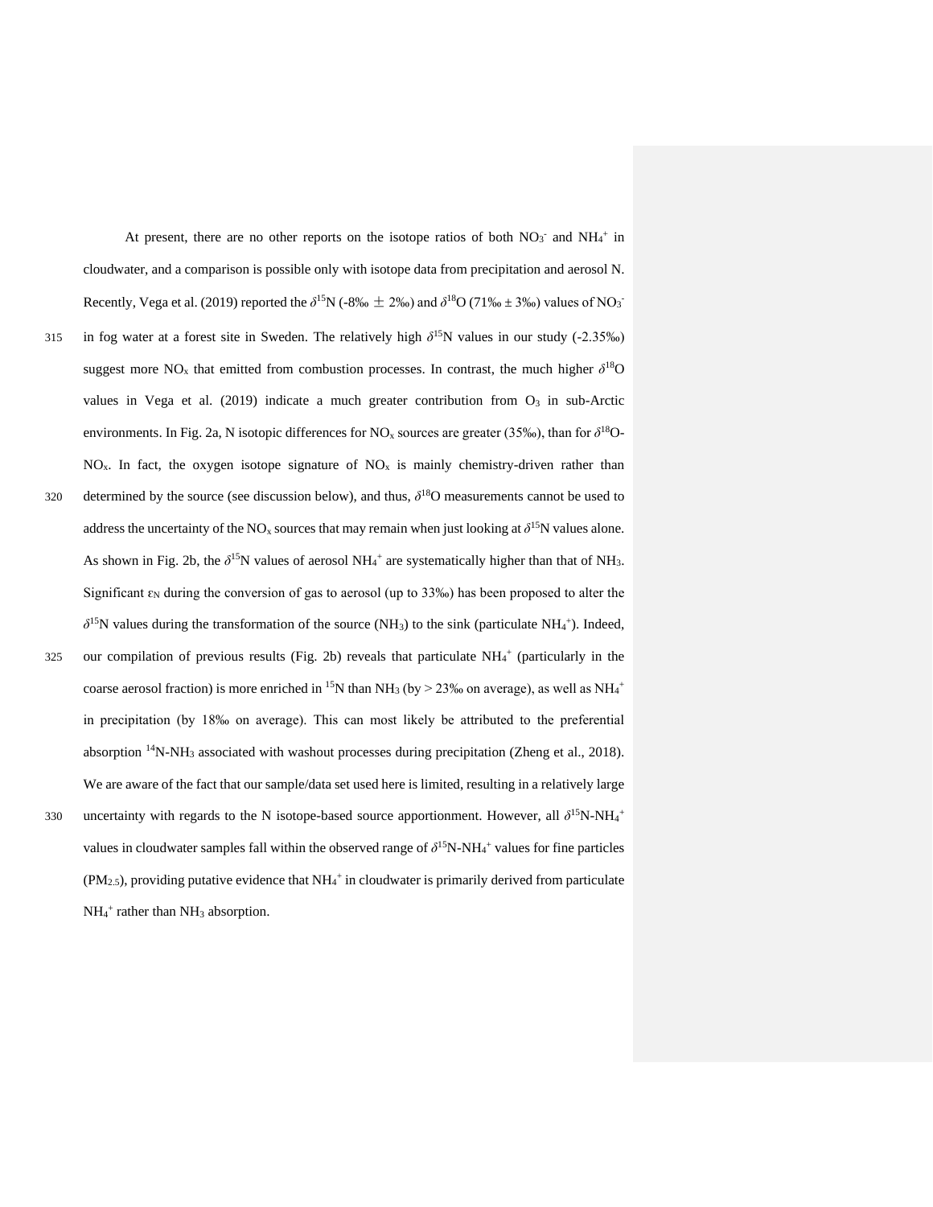At present, there are no other reports on the isotope ratios of both $NO_3^-$ and $NH_4^+$ in cloudwater, and a comparison is possible only with isotope data from precipitation and aerosol N. Recently, Vega et al. (2019) reported the $\delta^{15}$N (-8‰ ± 2‰) and $\delta^{18}$O (71‰ ± 3‰) values of $NO_3^-$ in fog water at a forest site in Sweden. The relatively high $\delta^{15}$N values in our study (-2.35‰) suggest more $NO_x$ that emitted from combustion processes. In contrast, the much higher $\delta^{18}$O values in Vega et al. (2019) indicate a much greater contribution from $O_3$ in sub-Arctic environments. In Fig. 2a, N isotopic differences for $NO_x$ sources are greater (35‰), than for $\delta^{18}$O-$NO_x$. In fact, the oxygen isotope signature of $NO_x$ is mainly chemistry-driven rather than determined by the source (see discussion below), and thus, $\delta^{18}$O measurements cannot be used to address the uncertainty of the $NO_x$ sources that may remain when just looking at $\delta^{15}$N values alone. As shown in Fig. 2b, the $\delta^{15}$N values of aerosol $NH_4^+$ are systematically higher than that of $NH_3$. Significant $\varepsilon_N$ during the conversion of gas to aerosol (up to 33‰) has been proposed to alter the $\delta^{15}$N values during the transformation of the source ($NH_3$) to the sink (particulate $NH_4^+$). Indeed, our compilation of previous results (Fig. 2b) reveals that particulate $NH_4^+$ (particularly in the coarse aerosol fraction) is more enriched in $^{15}$N than $NH_3$ (by > 23‰ on average), as well as $NH_4^+$ in precipitation (by 18‰ on average). This can most likely be attributed to the preferential absorption $^{14}$N-$NH_3$ associated with washout processes during precipitation (Zheng et al., 2018). We are aware of the fact that our sample/data set used here is limited, resulting in a relatively large uncertainty with regards to the N isotope-based source apportionment. However, all $\delta^{15}$N-$NH_4^+$ values in cloudwater samples fall within the observed range of $\delta^{15}$N-$NH_4^+$ values for fine particles ($PM_{2.5}$), providing putative evidence that $NH_4^+$ in cloudwater is primarily derived from particulate $NH_4^+$ rather than $NH_3$ absorption.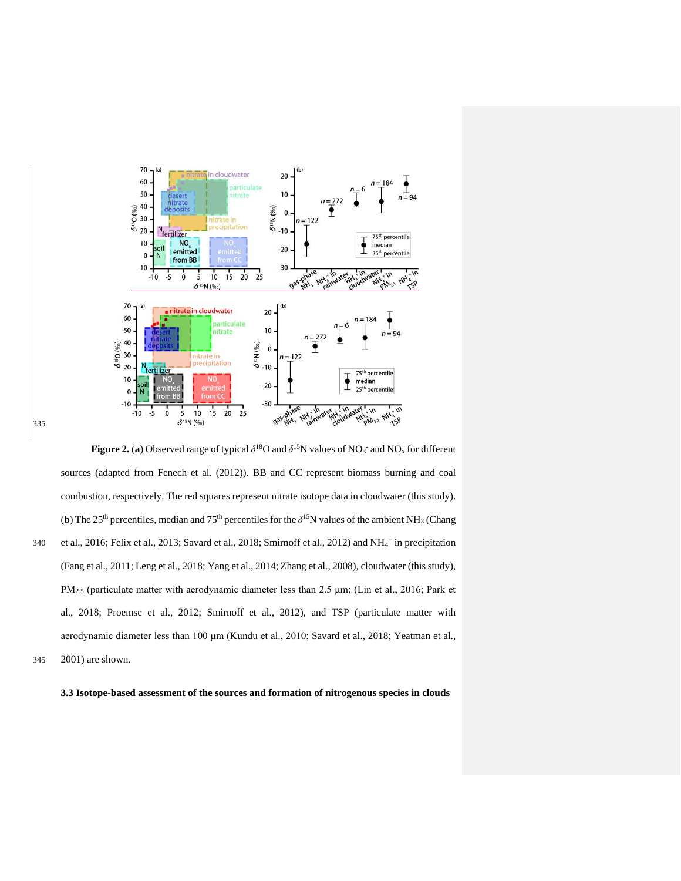**Figure 2.** (**a**) Observed range of typical $\delta^{18}O$ and $\delta^{15}N$ values of $NO_3^-$ and $NO_x$ for different sources (adapted from Fenech et al. (2012)). BB and CC represent biomass burning and coal combustion, respectively. The red squares represent nitrate isotope data in cloudwater (this study). (**b**) The 25[th] percentiles, median and 75[th] percentiles for the $\delta^{15}N$ values of the ambient $NH_3$ (Chang et al., 2016; Felix et al., 2013; Savard et al., 2018; Smirnoff et al., 2012) and $NH_4^+$ in precipitation (Fang et al., 2011; Leng et al., 2018; Yang et al., 2014; Zhang et al., 2008), cloudwater (this study), $PM_{2.5}$ (particulate matter with aerodynamic diameter less than 2.5 μm; (Lin et al., 2016; Park et al., 2018; Proemse et al., 2012; Smirnoff et al., 2012), and TSP (particulate matter with aerodynamic diameter less than 100 μm (Kundu et al., 2010; Savard et al., 2018; Yeatman et al., 2001) are shown.

### 3.3 Isotope-based assessment of the sources and formation of nitrogenous species in clouds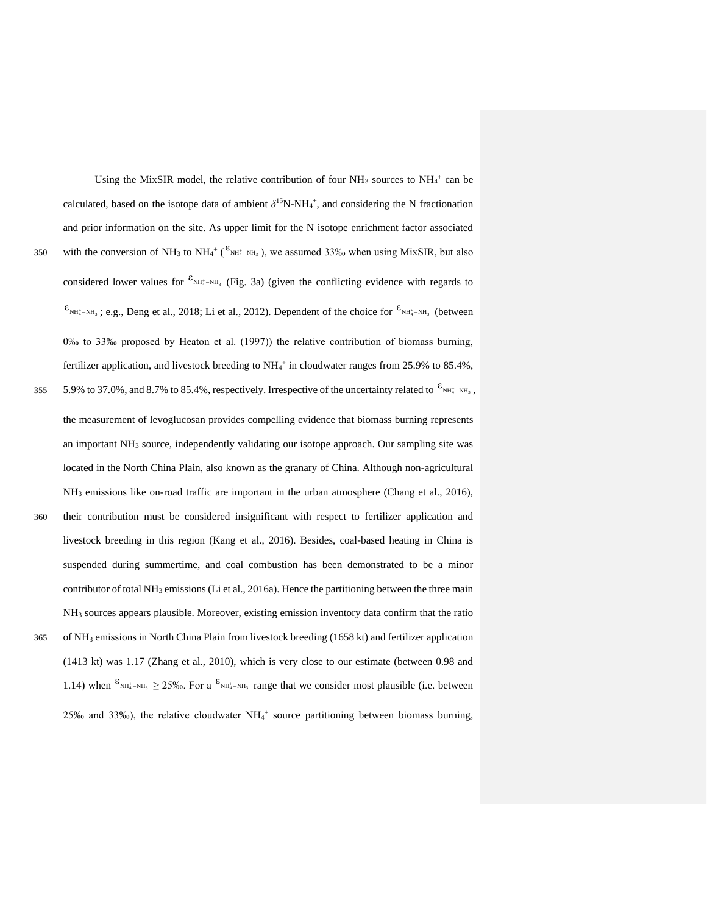Using the MixSIR model, the relative contribution of four $NH_3$ sources to $NH_4^+$ can be calculated, based on the isotope data of ambient $\delta^{15}$N-$NH_4^+$, and considering the N fractionation and prior information on the site. As upper limit for the N isotope enrichment factor associated with the conversion of $NH_3$ to $NH_4^+$ ($\varepsilon_{NH_4^+-NH_3}$), we assumed 33‰ when using MixSIR, but also considered lower values for $\varepsilon_{NH_4^+-NH_3}$ (Fig. 3a) (given the conflicting evidence with regards to $\varepsilon_{NH_4^+-NH_3}$; e.g., Deng et al., 2018; Li et al., 2012). Dependent of the choice for $\varepsilon_{NH_4^+-NH_3}$ (between 0‰ to 33‰ proposed by Heaton et al. (1997)) the relative contribution of biomass burning, fertilizer application, and livestock breeding to $NH_4^+$ in cloudwater ranges from 25.9% to 85.4%, 5.9% to 37.0%, and 8.7% to 85.4%, respectively. Irrespective of the uncertainty related to $\varepsilon_{NH_4^+-NH_3}$, the measurement of levoglucosan provides compelling evidence that biomass burning represents an important $NH_3$ source, independently validating our isotope approach. Our sampling site was located in the North China Plain, also known as the granary of China. Although non-agricultural $NH_3$ emissions like on-road traffic are important in the urban atmosphere (Chang et al., 2016), their contribution must be considered insignificant with respect to fertilizer application and livestock breeding in this region (Kang et al., 2016). Besides, coal-based heating in China is suspended during summertime, and coal combustion has been demonstrated to be a minor contributor of total $NH_3$ emissions (Li et al., 2016a). Hence the partitioning between the three main $NH_3$ sources appears plausible. Moreover, existing emission inventory data confirm that the ratio of $NH_3$ emissions in North China Plain from livestock breeding (1658 kt) and fertilizer application (1413 kt) was 1.17 (Zhang et al., 2010), which is very close to our estimate (between 0.98 and 1.14) when $\varepsilon_{NH_4^+-NH_3} \geq 25$‰. For a $\varepsilon_{NH_4^+-NH_3}$ range that we consider most plausible (i.e. between 25‰ and 33‰), the relative cloudwater $NH_4^+$ source partitioning between biomass burning,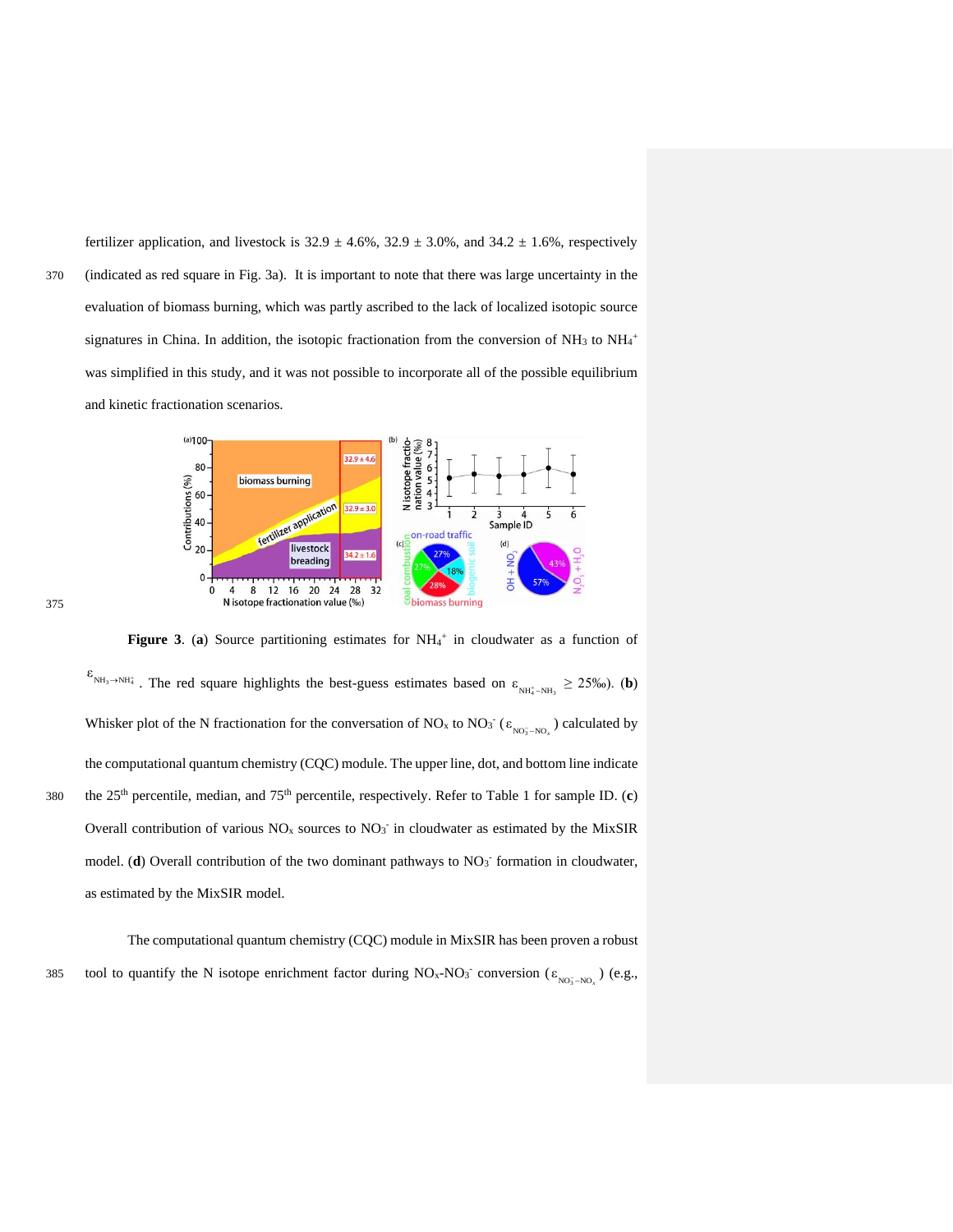fertilizer application, and livestock is 32.9 ± 4.6%, 32.9 ± 3.0%, and 34.2 ± 1.6%, respectively (indicated as red square in Fig. 3a). It is important to note that there was large uncertainty in the evaluation of biomass burning, which was partly ascribed to the lack of localized isotopic source signatures in China. In addition, the isotopic fractionation from the conversion of $NH_3$ to $NH_4^+$ was simplified in this study, and it was not possible to incorporate all of the possible equilibrium and kinetic fractionation scenarios.

**Figure 3**. (**a**) Source partitioning estimates for $NH_4^+$ in cloudwater as a function of $\varepsilon_{NH_3 \rightarrow NH_4^+}$. The red square highlights the best-guess estimates based on $\varepsilon_{NH_4^+ - NH_3} \geq 25‰$). (**b**) Whisker plot of the N fractionation for the conversation of $NO_x$ to $NO_3^-$ ($\varepsilon_{NO_3^- - NO_x}$) calculated by the computational quantum chemistry (CQC) module. The upper line, dot, and bottom line indicate the 25[th] percentile, median, and 75[th] percentile, respectively. Refer to Table 1 for sample ID. (**c**) Overall contribution of various $NO_x$ sources to $NO_3^-$ in cloudwater as estimated by the MixSIR model. (**d**) Overall contribution of the two dominant pathways to $NO_3^-$ formation in cloudwater, as estimated by the MixSIR model.

The computational quantum chemistry (CQC) module in MixSIR has been proven a robust tool to quantify the N isotope enrichment factor during $NO_x$-$NO_3^-$ conversion ($\varepsilon_{NO_3^- - NO_x}$) (e.g.,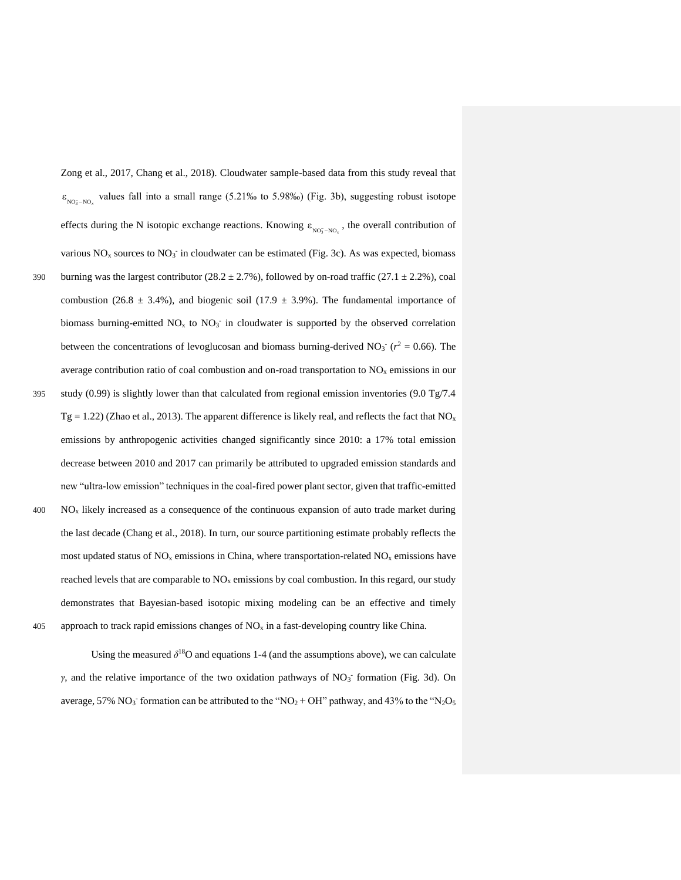Zong et al., 2017, Chang et al., 2018). Cloudwater sample-based data from this study reveal that $\varepsilon_{NO_3^- - NO_x}$ values fall into a small range (5.21‰ to 5.98‰) (Fig. 3b), suggesting robust isotope effects during the N isotopic exchange reactions. Knowing $\varepsilon_{NO_3^- - NO_x}$, the overall contribution of various $NO_x$ sources to $NO_3^-$ in cloudwater can be estimated (Fig. 3c). As was expected, biomass burning was the largest contributor (28.2 ± 2.7%), followed by on-road traffic (27.1 ± 2.2%), coal combustion (26.8 ± 3.4%), and biogenic soil (17.9 ± 3.9%). The fundamental importance of biomass burning-emitted $NO_x$ to $NO_3^-$ in cloudwater is supported by the observed correlation between the concentrations of levoglucosan and biomass burning-derived $NO_3^-$ ($r^2$ = 0.66). The average contribution ratio of coal combustion and on-road transportation to $NO_x$ emissions in our study (0.99) is slightly lower than that calculated from regional emission inventories (9.0 Tg/7.4 Tg = 1.22) (Zhao et al., 2013). The apparent difference is likely real, and reflects the fact that $NO_x$ emissions by anthropogenic activities changed significantly since 2010: a 17% total emission decrease between 2010 and 2017 can primarily be attributed to upgraded emission standards and new "ultra-low emission" techniques in the coal-fired power plant sector, given that traffic-emitted $NO_x$ likely increased as a consequence of the continuous expansion of auto trade market during the last decade (Chang et al., 2018). In turn, our source partitioning estimate probably reflects the most updated status of $NO_x$ emissions in China, where transportation-related $NO_x$ emissions have reached levels that are comparable to $NO_x$ emissions by coal combustion. In this regard, our study demonstrates that Bayesian-based isotopic mixing modeling can be an effective and timely approach to track rapid emissions changes of $NO_x$ in a fast-developing country like China.

Using the measured $\delta^{18}O$ and equations 1-4 (and the assumptions above), we can calculate $\gamma$, and the relative importance of the two oxidation pathways of $NO_3^-$ formation (Fig. 3d). On average, 57% $NO_3^-$ formation can be attributed to the "$NO_2$ + OH" pathway, and 43% to the "$N_2O_5$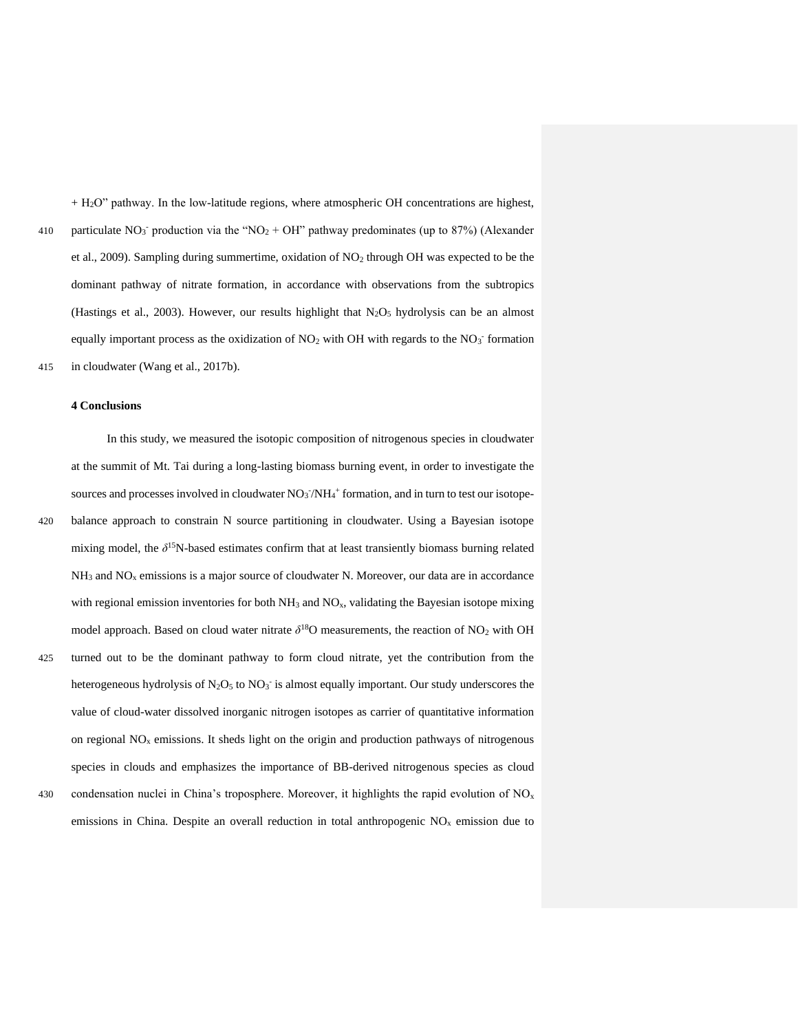+ $H_2O$" pathway. In the low-latitude regions, where atmospheric OH concentrations are highest, particulate $NO_3^-$ production via the "$NO_2$ + OH" pathway predominates (up to 87%) (Alexander et al., 2009). Sampling during summertime, oxidation of $NO_2$ through OH was expected to be the dominant pathway of nitrate formation, in accordance with observations from the subtropics (Hastings et al., 2003). However, our results highlight that $N_2O_5$ hydrolysis can be an almost equally important process as the oxidization of $NO_2$ with OH with regards to the $NO_3^-$ formation in cloudwater (Wang et al., 2017b).

## 4 Conclusions

In this study, we measured the isotopic composition of nitrogenous species in cloudwater at the summit of Mt. Tai during a long-lasting biomass burning event, in order to investigate the sources and processes involved in cloudwater $NO_3^-$/$NH_4^+$ formation, and in turn to test our isotope-balance approach to constrain N source partitioning in cloudwater. Using a Bayesian isotope mixing model, the $\delta^{15}$N-based estimates confirm that at least transiently biomass burning related $NH_3$ and $NO_x$ emissions is a major source of cloudwater N. Moreover, our data are in accordance with regional emission inventories for both $NH_3$ and $NO_x$, validating the Bayesian isotope mixing model approach. Based on cloud water nitrate $\delta^{18}$O measurements, the reaction of $NO_2$ with OH turned out to be the dominant pathway to form cloud nitrate, yet the contribution from the heterogeneous hydrolysis of $N_2O_5$ to $NO_3^-$ is almost equally important. Our study underscores the value of cloud-water dissolved inorganic nitrogen isotopes as carrier of quantitative information on regional $NO_x$ emissions. It sheds light on the origin and production pathways of nitrogenous species in clouds and emphasizes the importance of BB-derived nitrogenous species as cloud condensation nuclei in China's troposphere. Moreover, it highlights the rapid evolution of $NO_x$ emissions in China. Despite an overall reduction in total anthropogenic $NO_x$ emission due to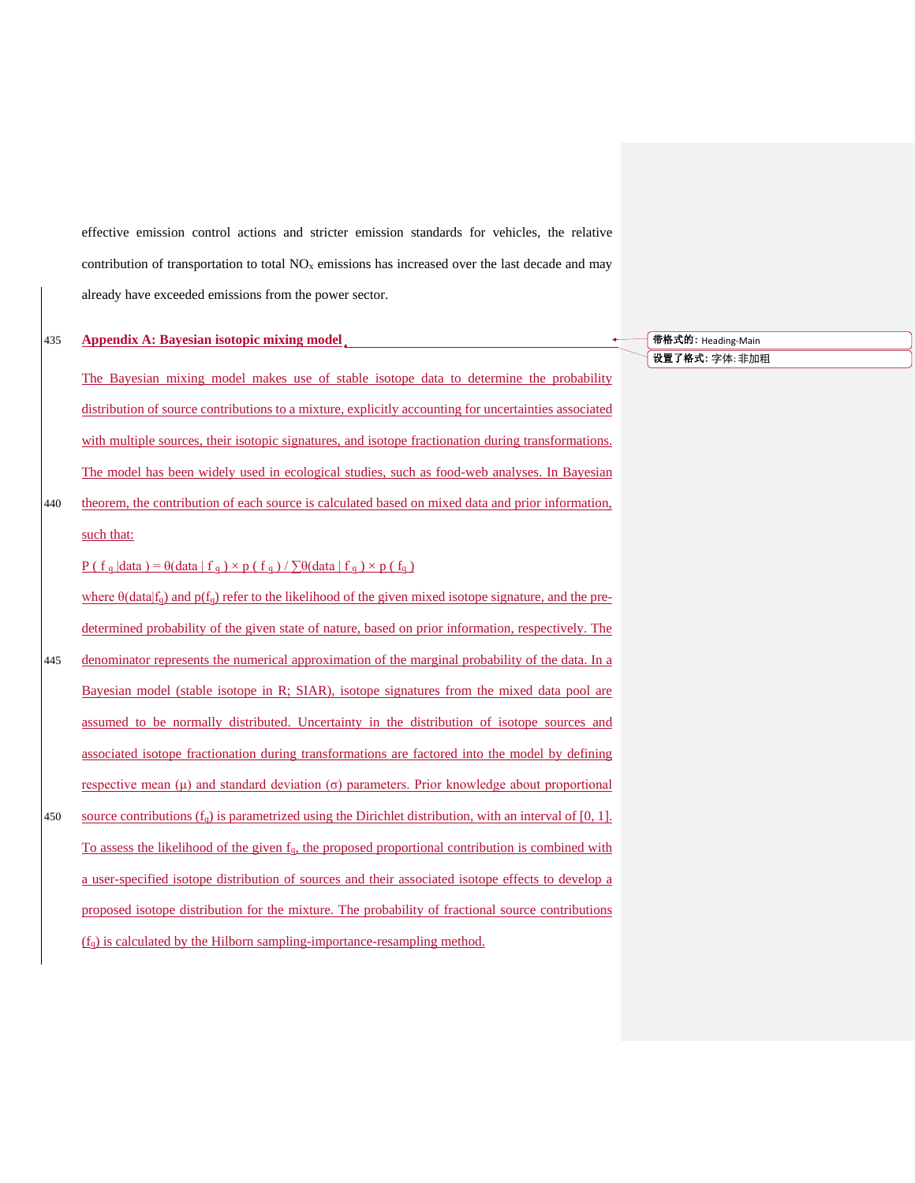effective emission control actions and stricter emission standards for vehicles, the relative contribution of transportation to total $NO_x$ emissions has increased over the last decade and may already have exceeded emissions from the power sector.

## Appendix A: Bayesian isotopic mixing model

The Bayesian mixing model makes use of stable isotope data to determine the probability distribution of source contributions to a mixture, explicitly accounting for uncertainties associated with multiple sources, their isotopic signatures, and isotope fractionation during transformations. The model has been widely used in ecological studies, such as food-web analyses. In Bayesian theorem, the contribution of each source is calculated based on mixed data and prior information, such that:

$$P(f_q|\text{data}) = \theta(\text{data}|f_q) \times p(f_q) / \sum\theta(\text{data}|f_q) \times p(f_q)$$

where $\theta(\text{data}|f_q)$ and $p(f_q)$ refer to the likelihood of the given mixed isotope signature, and the pre-determined probability of the given state of nature, based on prior information, respectively. The denominator represents the numerical approximation of the marginal probability of the data. In a Bayesian model (stable isotope in R; SIAR), isotope signatures from the mixed data pool are assumed to be normally distributed. Uncertainty in the distribution of isotope sources and associated isotope fractionation during transformations are factored into the model by defining respective mean ($\mu$) and standard deviation ($\sigma$) parameters. Prior knowledge about proportional source contributions ($f_q$) is parametrized using the Dirichlet distribution, with an interval of [0, 1]. To assess the likelihood of the given $f_q$, the proposed proportional contribution is combined with a user-specified isotope distribution of sources and their associated isotope effects to develop a proposed isotope distribution for the mixture. The probability of fractional source contributions ($f_q$) is calculated by the Hilborn sampling-importance-resampling method.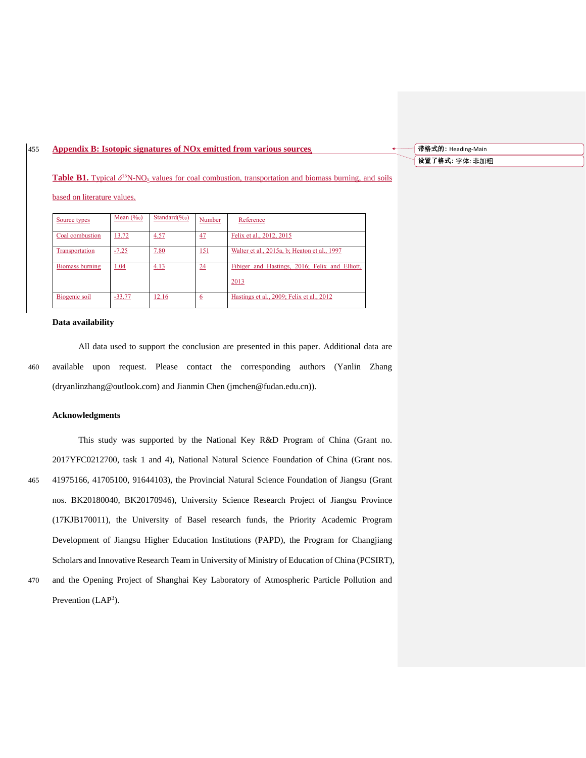## Appendix B: Isotopic signatures of NOx emitted from various sources

**Table B1.** Typical $\delta^{15}$N-$NO_x$ values for coal combustion, transportation and biomass burning, and soils based on literature values.

| Source types | Mean (‰) | Standard(‰) | Number | Reference |
|---|---|---|---|---|
| Coal combustion | 13.72 | 4.57 | 47 | Felix et al., 2012, 2015 |
| Transportation | -7.25 | 7.80 | 151 | Walter et al., 2015a, b; Heaton et al., 1997 |
| Biomass burning | 1.04 | 4.13 | 24 | Fibiger and Hastings, 2016; Felix and Elliott, 2013 |
| Biogenic soil | -33.77 | 12.16 | 6 | Hastings et al., 2009; Felix et al., 2012 |

**Data availability**

All data used to support the conclusion are presented in this paper. Additional data are available upon request. Please contact the corresponding authors (Yanlin Zhang (dryanlinzhang@outlook.com) and Jianmin Chen (jmchen@fudan.edu.cn)).

**Acknowledgments**

This study was supported by the National Key R&D Program of China (Grant no. 2017YFC0212700, task 1 and 4), National Natural Science Foundation of China (Grant nos. 41975166, 41705100, 91644103), the Provincial Natural Science Foundation of Jiangsu (Grant nos. BK20180040, BK20170946), University Science Research Project of Jiangsu Province (17KJB170011), the University of Basel research funds, the Priority Academic Program Development of Jiangsu Higher Education Institutions (PAPD), the Program for Changjiang Scholars and Innovative Research Team in University of Ministry of Education of China (PCSIRT), and the Opening Project of Shanghai Key Laboratory of Atmospheric Particle Pollution and Prevention ($LAP^3$).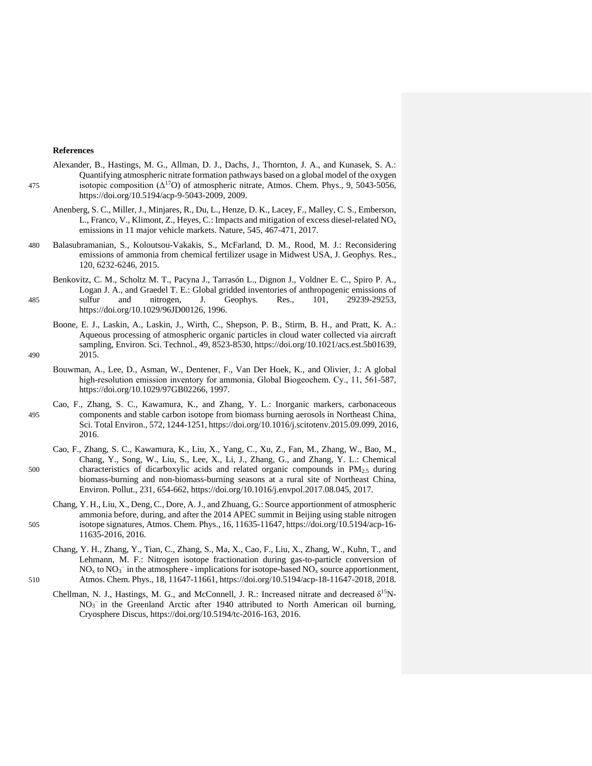**References**

Alexander, B., Hastings, M. G., Allman, D. J., Dachs, J., Thornton, J. A., and Kunasek, S. A.: Quantifying atmospheric nitrate formation pathways based on a global model of the oxygen isotopic composition ($\Delta^{17}O$) of atmospheric nitrate, Atmos. Chem. Phys., 9, 5043-5056, https://doi.org/10.5194/acp-9-5043-2009, 2009.

Anenberg, S. C., Miller, J., Minjares, R., Du, L., Henze, D. K., Lacey, F., Malley, C. S., Emberson, L., Franco, V., Klimont, Z., Heyes, C.: Impacts and mitigation of excess diesel-related $NO_x$ emissions in 11 major vehicle markets. Nature, 545, 467-471, 2017.

Balasubramanian, S., Koloutsou-Vakakis, S., McFarland, D. M., Rood, M. J.: Reconsidering emissions of ammonia from chemical fertilizer usage in Midwest USA, J. Geophys. Res., 120, 6232-6246, 2015.

Benkovitz, C. M., Scholtz M. T., Pacyna J., Tarrasón L., Dignon J., Voldner E. C., Spiro P. A., Logan J. A., and Graedel T. E.: Global gridded inventories of anthropogenic emissions of sulfur and nitrogen, J. Geophys. Res., 101, 29239-29253, https://doi.org/10.1029/96JD00126, 1996.

Boone, E. J., Laskin, A., Laskin, J., Wirth, C., Shepson, P. B., Stirm, B. H., and Pratt, K. A.: Aqueous processing of atmospheric organic particles in cloud water collected via aircraft sampling, Environ. Sci. Technol., 49, 8523-8530, https://doi.org/10.1021/acs.est.5b01639, 2015.

Bouwman, A., Lee, D., Asman, W., Dentener, F., Van Der Hoek, K., and Olivier, J.: A global high-resolution emission inventory for ammonia, Global Biogeochem. Cy., 11, 561-587, https://doi.org/10.1029/97GB02266, 1997.

Cao, F., Zhang, S. C., Kawamura, K., and Zhang, Y. L.: Inorganic markers, carbonaceous components and stable carbon isotope from biomass burning aerosols in Northeast China, Sci. Total Environ., 572, 1244-1251, https://doi.org/10.1016/j.scitotenv.2015.09.099, 2016, 2016.

Cao, F., Zhang, S. C., Kawamura, K., Liu, X., Yang, C., Xu, Z., Fan, M., Zhang, W., Bao, M., Chang, Y., Song, W., Liu, S., Lee, X., Li, J., Zhang, G., and Zhang, Y. L.: Chemical characteristics of dicarboxylic acids and related organic compounds in $PM_{2.5}$ during biomass-burning and non-biomass-burning seasons at a rural site of Northeast China, Environ. Pollut., 231, 654-662, https://doi.org/10.1016/j.envpol.2017.08.045, 2017.

Chang, Y. H., Liu, X., Deng, C., Dore, A. J., and Zhuang, G.: Source apportionment of atmospheric ammonia before, during, and after the 2014 APEC summit in Beijing using stable nitrogen isotope signatures, Atmos. Chem. Phys., 16, 11635-11647, https://doi.org/10.5194/acp-16-11635-2016, 2016.

Chang, Y. H., Zhang, Y., Tian, C., Zhang, S., Ma, X., Cao, F., Liu, X., Zhang, W., Kuhn, T., and Lehmann, M. F.: Nitrogen isotope fractionation during gas-to-particle conversion of $NO_x$ to $NO_3^-$ in the atmosphere - implications for isotope-based $NO_x$ source apportionment, Atmos. Chem. Phys., 18, 11647-11661, https://doi.org/10.5194/acp-18-11647-2018, 2018.

Chellman, N. J., Hastings, M. G., and McConnell, J. R.: Increased nitrate and decreased $\delta^{15}N$-$NO_3^-$ in the Greenland Arctic after 1940 attributed to North American oil burning, Cryosphere Discus, https://doi.org/10.5194/tc-2016-163, 2016.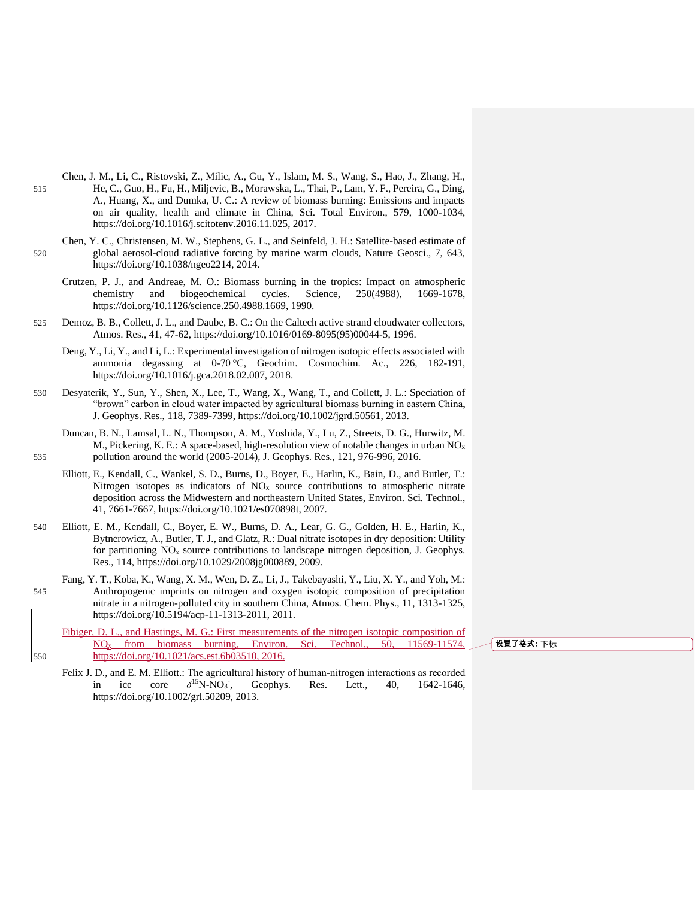Chen, J. M., Li, C., Ristovski, Z., Milic, A., Gu, Y., Islam, M. S., Wang, S., Hao, J., Zhang, H., He, C., Guo, H., Fu, H., Miljevic, B., Morawska, L., Thai, P., Lam, Y. F., Pereira, G., Ding, A., Huang, X., and Dumka, U. C.: A review of biomass burning: Emissions and impacts on air quality, health and climate in China, Sci. Total Environ., 579, 1000-1034, https://doi.org/10.1016/j.scitotenv.2016.11.025, 2017.

Chen, Y. C., Christensen, M. W., Stephens, G. L., and Seinfeld, J. H.: Satellite-based estimate of global aerosol-cloud radiative forcing by marine warm clouds, Nature Geosci., 7, 643, https://doi.org/10.1038/ngeo2214, 2014.

Crutzen, P. J., and Andreae, M. O.: Biomass burning in the tropics: Impact on atmospheric chemistry and biogeochemical cycles. Science, 250(4988), 1669-1678, https://doi.org/10.1126/science.250.4988.1669, 1990.

Demoz, B. B., Collett, J. L., and Daube, B. C.: On the Caltech active strand cloudwater collectors, Atmos. Res., 41, 47-62, https://doi.org/10.1016/0169-8095(95)00044-5, 1996.

Deng, Y., Li, Y., and Li, L.: Experimental investigation of nitrogen isotopic effects associated with ammonia degassing at 0-70 °C, Geochim. Cosmochim. Ac., 226, 182-191, https://doi.org/10.1016/j.gca.2018.02.007, 2018.

Desyaterik, Y., Sun, Y., Shen, X., Lee, T., Wang, X., Wang, T., and Collett, J. L.: Speciation of "brown" carbon in cloud water impacted by agricultural biomass burning in eastern China, J. Geophys. Res., 118, 7389-7399, https://doi.org/10.1002/jgrd.50561, 2013.

Duncan, B. N., Lamsal, L. N., Thompson, A. M., Yoshida, Y., Lu, Z., Streets, D. G., Hurwitz, M. M., Pickering, K. E.: A space-based, high-resolution view of notable changes in urban $NO_x$ pollution around the world (2005-2014), J. Geophys. Res., 121, 976-996, 2016.

Elliott, E., Kendall, C., Wankel, S. D., Burns, D., Boyer, E., Harlin, K., Bain, D., and Butler, T.: Nitrogen isotopes as indicators of $NO_x$ source contributions to atmospheric nitrate deposition across the Midwestern and northeastern United States, Environ. Sci. Technol., 41, 7661-7667, https://doi.org/10.1021/es070898t, 2007.

Elliott, E. M., Kendall, C., Boyer, E. W., Burns, D. A., Lear, G. G., Golden, H. E., Harlin, K., Bytnerowicz, A., Butler, T. J., and Glatz, R.: Dual nitrate isotopes in dry deposition: Utility for partitioning $NO_x$ source contributions to landscape nitrogen deposition, J. Geophys. Res., 114, https://doi.org/10.1029/2008jg000889, 2009.

Fang, Y. T., Koba, K., Wang, X. M., Wen, D. Z., Li, J., Takebayashi, Y., Liu, X. Y., and Yoh, M.: Anthropogenic imprints on nitrogen and oxygen isotopic composition of precipitation nitrate in a nitrogen-polluted city in southern China, Atmos. Chem. Phys., 11, 1313-1325, https://doi.org/10.5194/acp-11-1313-2011, 2011.

Fibiger, D. L., and Hastings, M. G.: First measurements of the nitrogen isotopic composition of $NO_x$ from biomass burning, Environ. Sci. Technol., 50, 11569-11574, https://doi.org/10.1021/acs.est.6b03510, 2016.

Felix J. D., and E. M. Elliott.: The agricultural history of human-nitrogen interactions as recorded in ice core $\delta^{15}$N-$NO_3^-$, Geophys. Res. Lett., 40, 1642-1646, https://doi.org/10.1002/grl.50209, 2013.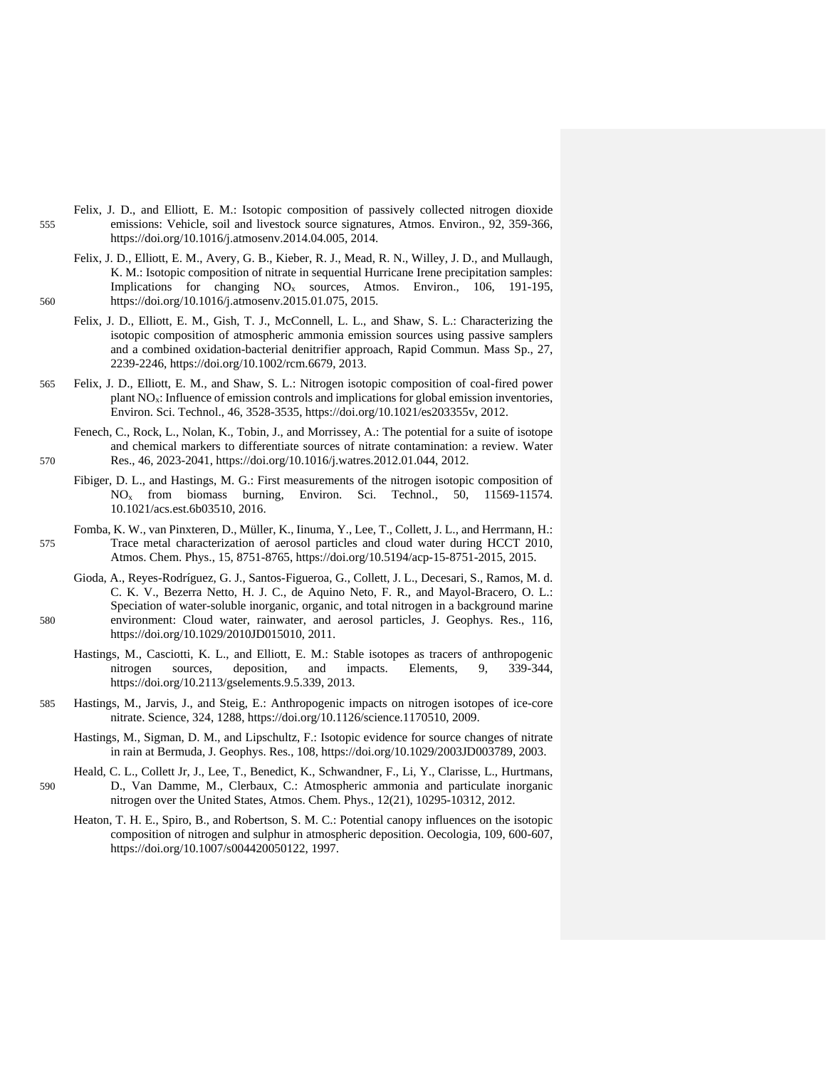Felix, J. D., and Elliott, E. M.: Isotopic composition of passively collected nitrogen dioxide emissions: Vehicle, soil and livestock source signatures, Atmos. Environ., 92, 359-366, https://doi.org/10.1016/j.atmosenv.2014.04.005, 2014.

Felix, J. D., Elliott, E. M., Avery, G. B., Kieber, R. J., Mead, R. N., Willey, J. D., and Mullaugh, K. M.: Isotopic composition of nitrate in sequential Hurricane Irene precipitation samples: Implications for changing $NO_x$ sources, Atmos. Environ., 106, 191-195, https://doi.org/10.1016/j.atmosenv.2015.01.075, 2015.

Felix, J. D., Elliott, E. M., Gish, T. J., McConnell, L. L., and Shaw, S. L.: Characterizing the isotopic composition of atmospheric ammonia emission sources using passive samplers and a combined oxidation-bacterial denitrifier approach, Rapid Commun. Mass Sp., 27, 2239-2246, https://doi.org/10.1002/rcm.6679, 2013.

Felix, J. D., Elliott, E. M., and Shaw, S. L.: Nitrogen isotopic composition of coal-fired power plant $NO_x$: Influence of emission controls and implications for global emission inventories, Environ. Sci. Technol., 46, 3528-3535, https://doi.org/10.1021/es203355v, 2012.

Fenech, C., Rock, L., Nolan, K., Tobin, J., and Morrissey, A.: The potential for a suite of isotope and chemical markers to differentiate sources of nitrate contamination: a review. Water Res., 46, 2023-2041, https://doi.org/10.1016/j.watres.2012.01.044, 2012.

Fibiger, D. L., and Hastings, M. G.: First measurements of the nitrogen isotopic composition of $NO_x$ from biomass burning, Environ. Sci. Technol., 50, 11569-11574. 10.1021/acs.est.6b03510, 2016.

Fomba, K. W., van Pinxteren, D., Müller, K., Iinuma, Y., Lee, T., Collett, J. L., and Herrmann, H.: Trace metal characterization of aerosol particles and cloud water during HCCT 2010, Atmos. Chem. Phys., 15, 8751-8765, https://doi.org/10.5194/acp-15-8751-2015, 2015.

Gioda, A., Reyes-Rodríguez, G. J., Santos-Figueroa, G., Collett, J. L., Decesari, S., Ramos, M. d. C. K. V., Bezerra Netto, H. J. C., de Aquino Neto, F. R., and Mayol-Bracero, O. L.: Speciation of water-soluble inorganic, organic, and total nitrogen in a background marine environment: Cloud water, rainwater, and aerosol particles, J. Geophys. Res., 116, https://doi.org/10.1029/2010JD015010, 2011.

Hastings, M., Casciotti, K. L., and Elliott, E. M.: Stable isotopes as tracers of anthropogenic nitrogen sources, deposition, and impacts. Elements, 9, 339-344, https://doi.org/10.2113/gselements.9.5.339, 2013.

Hastings, M., Jarvis, J., and Steig, E.: Anthropogenic impacts on nitrogen isotopes of ice-core nitrate. Science, 324, 1288, https://doi.org/10.1126/science.1170510, 2009.

Hastings, M., Sigman, D. M., and Lipschultz, F.: Isotopic evidence for source changes of nitrate in rain at Bermuda, J. Geophys. Res., 108, https://doi.org/10.1029/2003JD003789, 2003.

Heald, C. L., Collett Jr, J., Lee, T., Benedict, K., Schwandner, F., Li, Y., Clarisse, L., Hurtmans, D., Van Damme, M., Clerbaux, C.: Atmospheric ammonia and particulate inorganic nitrogen over the United States, Atmos. Chem. Phys., 12(21), 10295-10312, 2012.

Heaton, T. H. E., Spiro, B., and Robertson, S. M. C.: Potential canopy influences on the isotopic composition of nitrogen and sulphur in atmospheric deposition. Oecologia, 109, 600-607, https://doi.org/10.1007/s004420050122, 1997.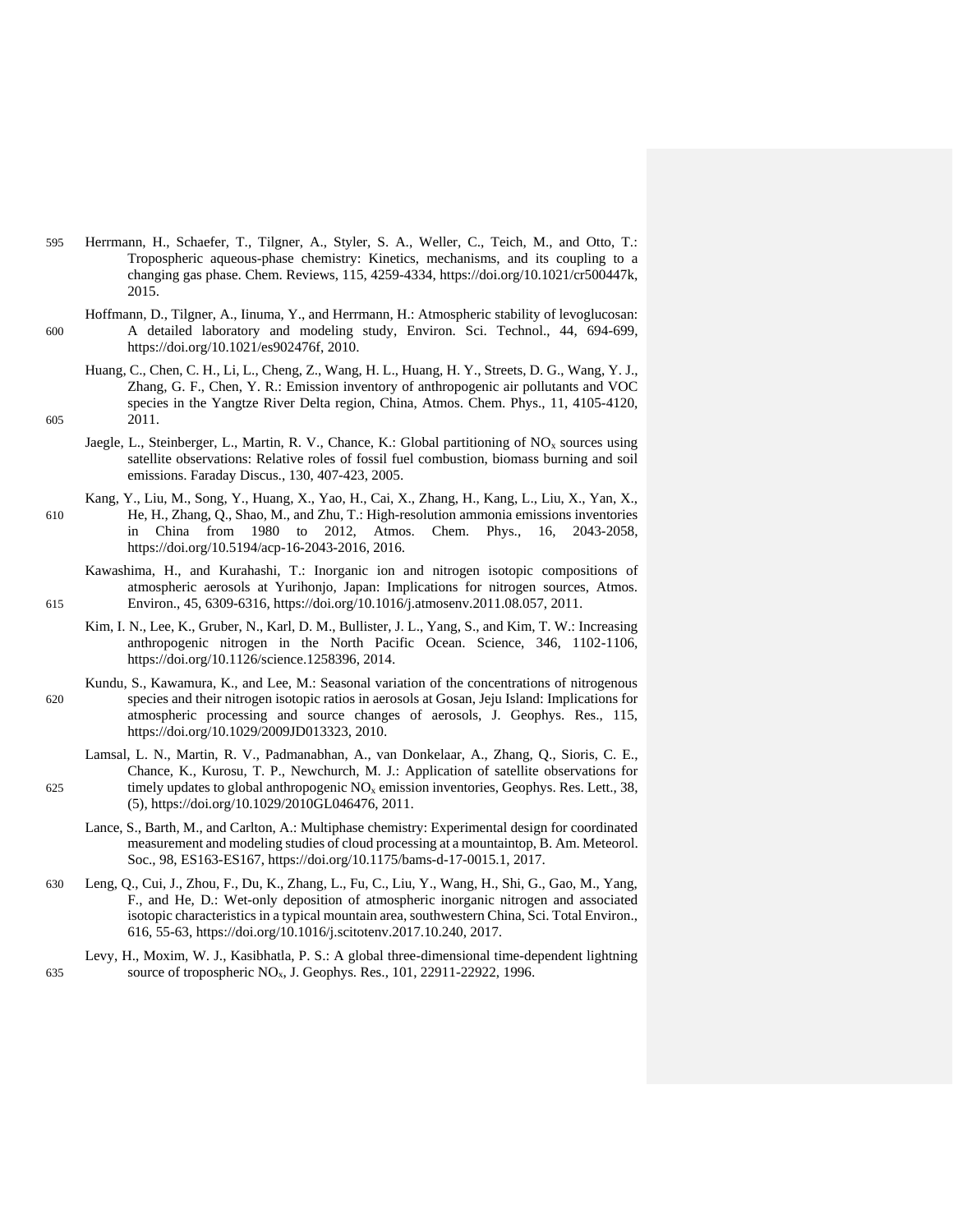Herrmann, H., Schaefer, T., Tilgner, A., Styler, S. A., Weller, C., Teich, M., and Otto, T.: Tropospheric aqueous-phase chemistry: Kinetics, mechanisms, and its coupling to a changing gas phase. Chem. Reviews, 115, 4259-4334, https://doi.org/10.1021/cr500447k, 2015.

Hoffmann, D., Tilgner, A., Iinuma, Y., and Herrmann, H.: Atmospheric stability of levoglucosan: A detailed laboratory and modeling study, Environ. Sci. Technol., 44, 694-699, https://doi.org/10.1021/es902476f, 2010.

Huang, C., Chen, C. H., Li, L., Cheng, Z., Wang, H. L., Huang, H. Y., Streets, D. G., Wang, Y. J., Zhang, G. F., Chen, Y. R.: Emission inventory of anthropogenic air pollutants and VOC species in the Yangtze River Delta region, China, Atmos. Chem. Phys., 11, 4105-4120, 2011.

Jaegle, L., Steinberger, L., Martin, R. V., Chance, K.: Global partitioning of $NO_x$ sources using satellite observations: Relative roles of fossil fuel combustion, biomass burning and soil emissions. Faraday Discus., 130, 407-423, 2005.

Kang, Y., Liu, M., Song, Y., Huang, X., Yao, H., Cai, X., Zhang, H., Kang, L., Liu, X., Yan, X., He, H., Zhang, Q., Shao, M., and Zhu, T.: High-resolution ammonia emissions inventories in China from 1980 to 2012, Atmos. Chem. Phys., 16, 2043-2058, https://doi.org/10.5194/acp-16-2043-2016, 2016.

Kawashima, H., and Kurahashi, T.: Inorganic ion and nitrogen isotopic compositions of atmospheric aerosols at Yurihonjo, Japan: Implications for nitrogen sources, Atmos. Environ., 45, 6309-6316, https://doi.org/10.1016/j.atmosenv.2011.08.057, 2011.

Kim, I. N., Lee, K., Gruber, N., Karl, D. M., Bullister, J. L., Yang, S., and Kim, T. W.: Increasing anthropogenic nitrogen in the North Pacific Ocean. Science, 346, 1102-1106, https://doi.org/10.1126/science.1258396, 2014.

Kundu, S., Kawamura, K., and Lee, M.: Seasonal variation of the concentrations of nitrogenous species and their nitrogen isotopic ratios in aerosols at Gosan, Jeju Island: Implications for atmospheric processing and source changes of aerosols, J. Geophys. Res., 115, https://doi.org/10.1029/2009JD013323, 2010.

Lamsal, L. N., Martin, R. V., Padmanabhan, A., van Donkelaar, A., Zhang, Q., Sioris, C. E., Chance, K., Kurosu, T. P., Newchurch, M. J.: Application of satellite observations for timely updates to global anthropogenic $NO_x$ emission inventories, Geophys. Res. Lett., 38, (5), https://doi.org/10.1029/2010GL046476, 2011.

Lance, S., Barth, M., and Carlton, A.: Multiphase chemistry: Experimental design for coordinated measurement and modeling studies of cloud processing at a mountaintop, B. Am. Meteorol. Soc., 98, ES163-ES167, https://doi.org/10.1175/bams-d-17-0015.1, 2017.

Leng, Q., Cui, J., Zhou, F., Du, K., Zhang, L., Fu, C., Liu, Y., Wang, H., Shi, G., Gao, M., Yang, F., and He, D.: Wet-only deposition of atmospheric inorganic nitrogen and associated isotopic characteristics in a typical mountain area, southwestern China, Sci. Total Environ., 616, 55-63, https://doi.org/10.1016/j.scitotenv.2017.10.240, 2017.

Levy, H., Moxim, W. J., Kasibhatla, P. S.: A global three-dimensional time-dependent lightning source of tropospheric $NO_x$, J. Geophys. Res., 101, 22911-22922, 1996.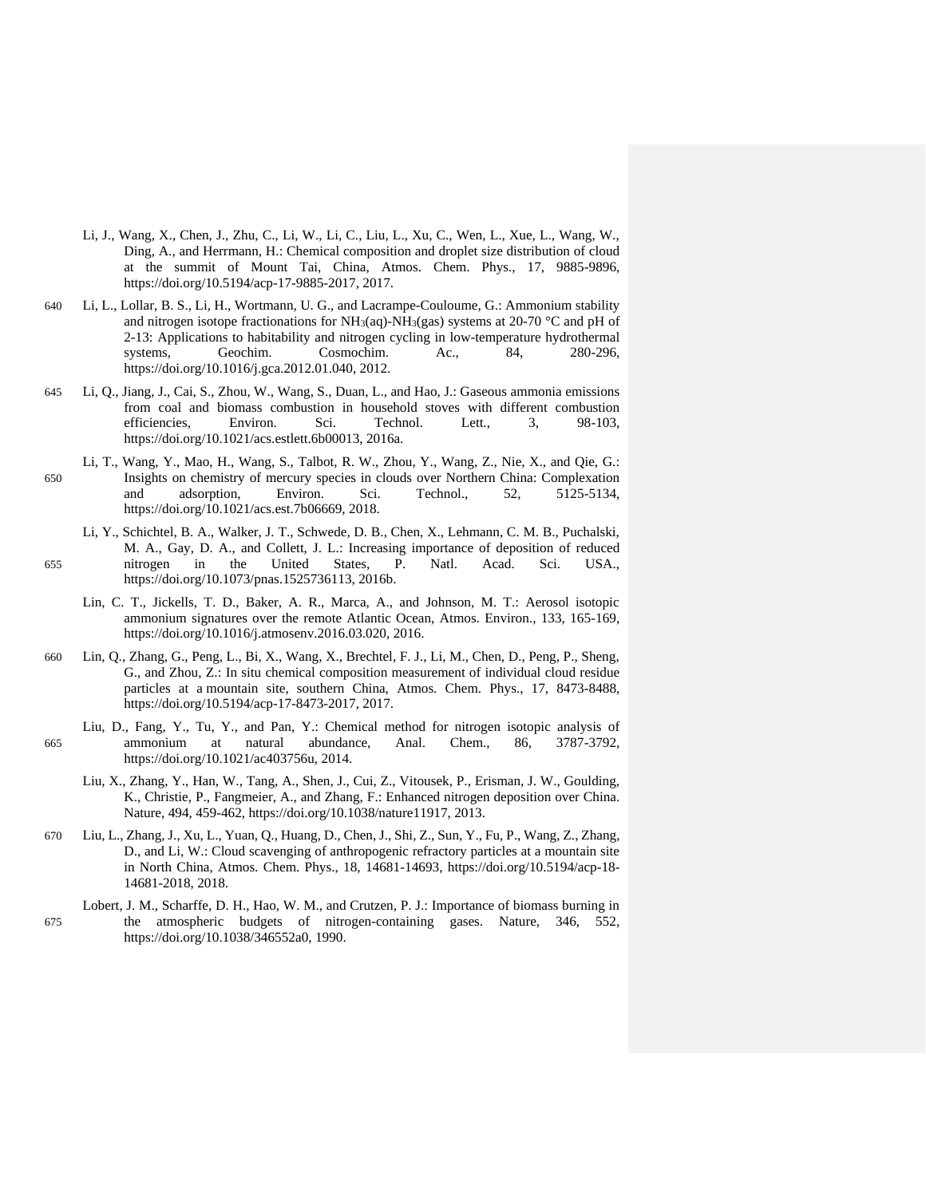Li, J., Wang, X., Chen, J., Zhu, C., Li, W., Li, C., Liu, L., Xu, C., Wen, L., Xue, L., Wang, W., Ding, A., and Herrmann, H.: Chemical composition and droplet size distribution of cloud at the summit of Mount Tai, China, Atmos. Chem. Phys., 17, 9885-9896, https://doi.org/10.5194/acp-17-9885-2017, 2017.

Li, L., Lollar, B. S., Li, H., Wortmann, U. G., and Lacrampe-Couloume, G.: Ammonium stability and nitrogen isotope fractionations for $NH_3$(aq)-$NH_3$(gas) systems at 20-70 °C and pH of 2-13: Applications to habitability and nitrogen cycling in low-temperature hydrothermal systems, Geochim. Cosmochim. Ac., 84, 280-296, https://doi.org/10.1016/j.gca.2012.01.040, 2012.

Li, Q., Jiang, J., Cai, S., Zhou, W., Wang, S., Duan, L., and Hao, J.: Gaseous ammonia emissions from coal and biomass combustion in household stoves with different combustion efficiencies, Environ. Sci. Technol. Lett., 3, 98-103, https://doi.org/10.1021/acs.estlett.6b00013, 2016a.

Li, T., Wang, Y., Mao, H., Wang, S., Talbot, R. W., Zhou, Y., Wang, Z., Nie, X., and Qie, G.: Insights on chemistry of mercury species in clouds over Northern China: Complexation and adsorption, Environ. Sci. Technol., 52, 5125-5134, https://doi.org/10.1021/acs.est.7b06669, 2018.

Li, Y., Schichtel, B. A., Walker, J. T., Schwede, D. B., Chen, X., Lehmann, C. M. B., Puchalski, M. A., Gay, D. A., and Collett, J. L.: Increasing importance of deposition of reduced nitrogen in the United States, P. Natl. Acad. Sci. USA., https://doi.org/10.1073/pnas.1525736113, 2016b.

Lin, C. T., Jickells, T. D., Baker, A. R., Marca, A., and Johnson, M. T.: Aerosol isotopic ammonium signatures over the remote Atlantic Ocean, Atmos. Environ., 133, 165-169, https://doi.org/10.1016/j.atmosenv.2016.03.020, 2016.

Lin, Q., Zhang, G., Peng, L., Bi, X., Wang, X., Brechtel, F. J., Li, M., Chen, D., Peng, P., Sheng, G., and Zhou, Z.: In situ chemical composition measurement of individual cloud residue particles at a mountain site, southern China, Atmos. Chem. Phys., 17, 8473-8488, https://doi.org/10.5194/acp-17-8473-2017, 2017.

Liu, D., Fang, Y., Tu, Y., and Pan, Y.: Chemical method for nitrogen isotopic analysis of ammonium at natural abundance, Anal. Chem., 86, 3787-3792, https://doi.org/10.1021/ac403756u, 2014.

Liu, X., Zhang, Y., Han, W., Tang, A., Shen, J., Cui, Z., Vitousek, P., Erisman, J. W., Goulding, K., Christie, P., Fangmeier, A., and Zhang, F.: Enhanced nitrogen deposition over China. Nature, 494, 459-462, https://doi.org/10.1038/nature11917, 2013.

Liu, L., Zhang, J., Xu, L., Yuan, Q., Huang, D., Chen, J., Shi, Z., Sun, Y., Fu, P., Wang, Z., Zhang, D., and Li, W.: Cloud scavenging of anthropogenic refractory particles at a mountain site in North China, Atmos. Chem. Phys., 18, 14681-14693, https://doi.org/10.5194/acp-18-14681-2018, 2018.

Lobert, J. M., Scharffe, D. H., Hao, W. M., and Crutzen, P. J.: Importance of biomass burning in the atmospheric budgets of nitrogen-containing gases. Nature, 346, 552, https://doi.org/10.1038/346552a0, 1990.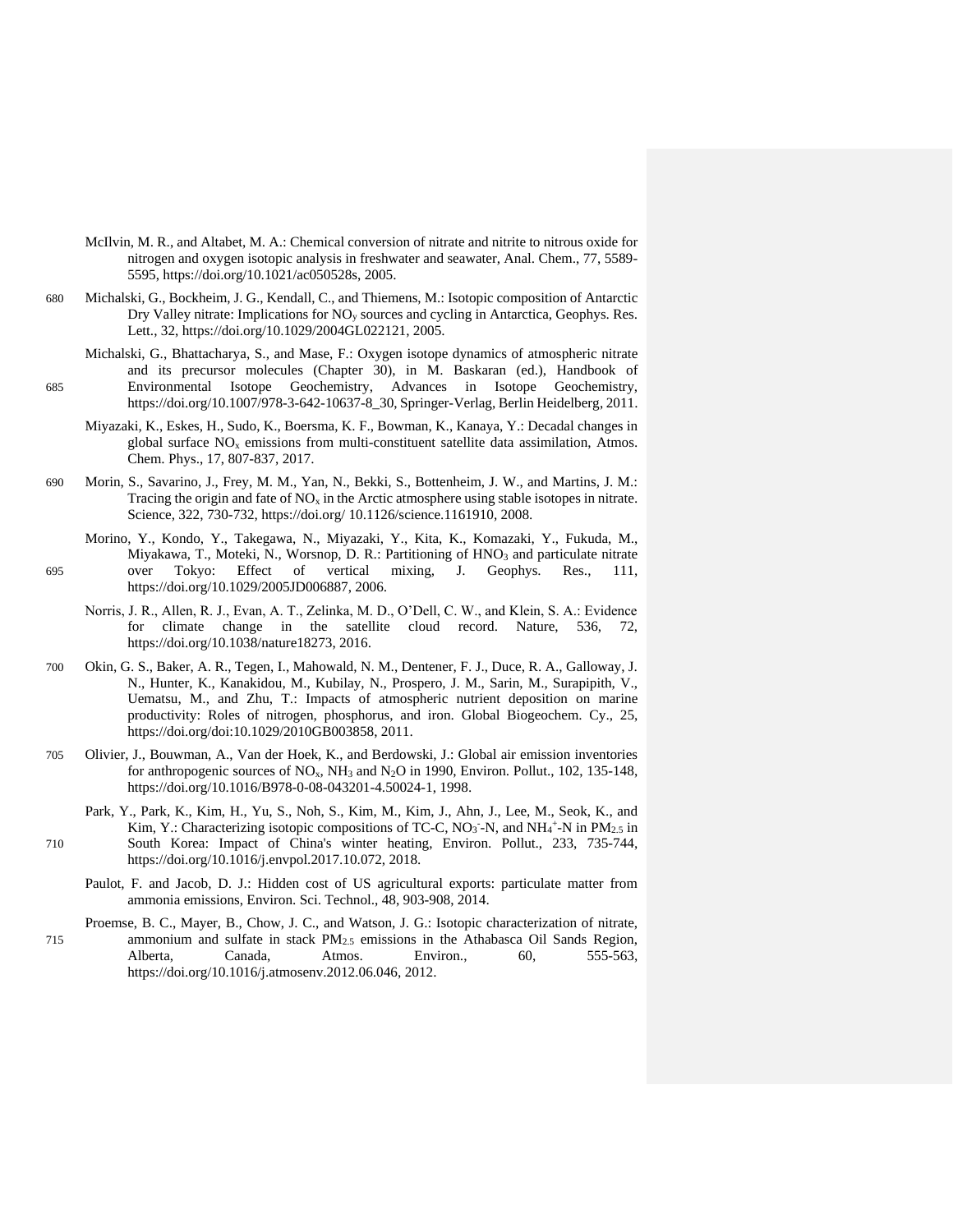McIlvin, M. R., and Altabet, M. A.: Chemical conversion of nitrate and nitrite to nitrous oxide for nitrogen and oxygen isotopic analysis in freshwater and seawater, Anal. Chem., 77, 5589-5595, https://doi.org/10.1021/ac050528s, 2005.

Michalski, G., Bockheim, J. G., Kendall, C., and Thiemens, M.: Isotopic composition of Antarctic Dry Valley nitrate: Implications for $NO_y$ sources and cycling in Antarctica, Geophys. Res. Lett., 32, https://doi.org/10.1029/2004GL022121, 2005.

Michalski, G., Bhattacharya, S., and Mase, F.: Oxygen isotope dynamics of atmospheric nitrate and its precursor molecules (Chapter 30), in M. Baskaran (ed.), Handbook of Environmental Isotope Geochemistry, Advances in Isotope Geochemistry, https://doi.org/10.1007/978-3-642-10637-8_30, Springer-Verlag, Berlin Heidelberg, 2011.

Miyazaki, K., Eskes, H., Sudo, K., Boersma, K. F., Bowman, K., Kanaya, Y.: Decadal changes in global surface $NO_x$ emissions from multi-constituent satellite data assimilation, Atmos. Chem. Phys., 17, 807-837, 2017.

Morin, S., Savarino, J., Frey, M. M., Yan, N., Bekki, S., Bottenheim, J. W., and Martins, J. M.: Tracing the origin and fate of $NO_x$ in the Arctic atmosphere using stable isotopes in nitrate. Science, 322, 730-732, https://doi.org/ 10.1126/science.1161910, 2008.

Morino, Y., Kondo, Y., Takegawa, N., Miyazaki, Y., Kita, K., Komazaki, Y., Fukuda, M., Miyakawa, T., Moteki, N., Worsnop, D. R.: Partitioning of $HNO_3$ and particulate nitrate over Tokyo: Effect of vertical mixing, J. Geophys. Res., 111, https://doi.org/10.1029/2005JD006887, 2006.

Norris, J. R., Allen, R. J., Evan, A. T., Zelinka, M. D., O'Dell, C. W., and Klein, S. A.: Evidence for climate change in the satellite cloud record. Nature, 536, 72, https://doi.org/10.1038/nature18273, 2016.

Okin, G. S., Baker, A. R., Tegen, I., Mahowald, N. M., Dentener, F. J., Duce, R. A., Galloway, J. N., Hunter, K., Kanakidou, M., Kubilay, N., Prospero, J. M., Sarin, M., Surapipith, V., Uematsu, M., and Zhu, T.: Impacts of atmospheric nutrient deposition on marine productivity: Roles of nitrogen, phosphorus, and iron. Global Biogeochem. Cy., 25, https://doi.org/doi:10.1029/2010GB003858, 2011.

Olivier, J., Bouwman, A., Van der Hoek, K., and Berdowski, J.: Global air emission inventories for anthropogenic sources of $NO_x$, $NH_3$ and $N_2O$ in 1990, Environ. Pollut., 102, 135-148, https://doi.org/10.1016/B978-0-08-043201-4.50024-1, 1998.

Park, Y., Park, K., Kim, H., Yu, S., Noh, S., Kim, M., Kim, J., Ahn, J., Lee, M., Seok, K., and Kim, Y.: Characterizing isotopic compositions of TC-C, $NO_3^-$-N, and $NH_4^+$-N in $PM_{2.5}$ in South Korea: Impact of China's winter heating, Environ. Pollut., 233, 735-744, https://doi.org/10.1016/j.envpol.2017.10.072, 2018.

Paulot, F. and Jacob, D. J.: Hidden cost of US agricultural exports: particulate matter from ammonia emissions, Environ. Sci. Technol., 48, 903-908, 2014.

Proemse, B. C., Mayer, B., Chow, J. C., and Watson, J. G.: Isotopic characterization of nitrate, ammonium and sulfate in stack $PM_{2.5}$ emissions in the Athabasca Oil Sands Region, Alberta, Canada, Atmos. Environ., 60, 555-563, https://doi.org/10.1016/j.atmosenv.2012.06.046, 2012.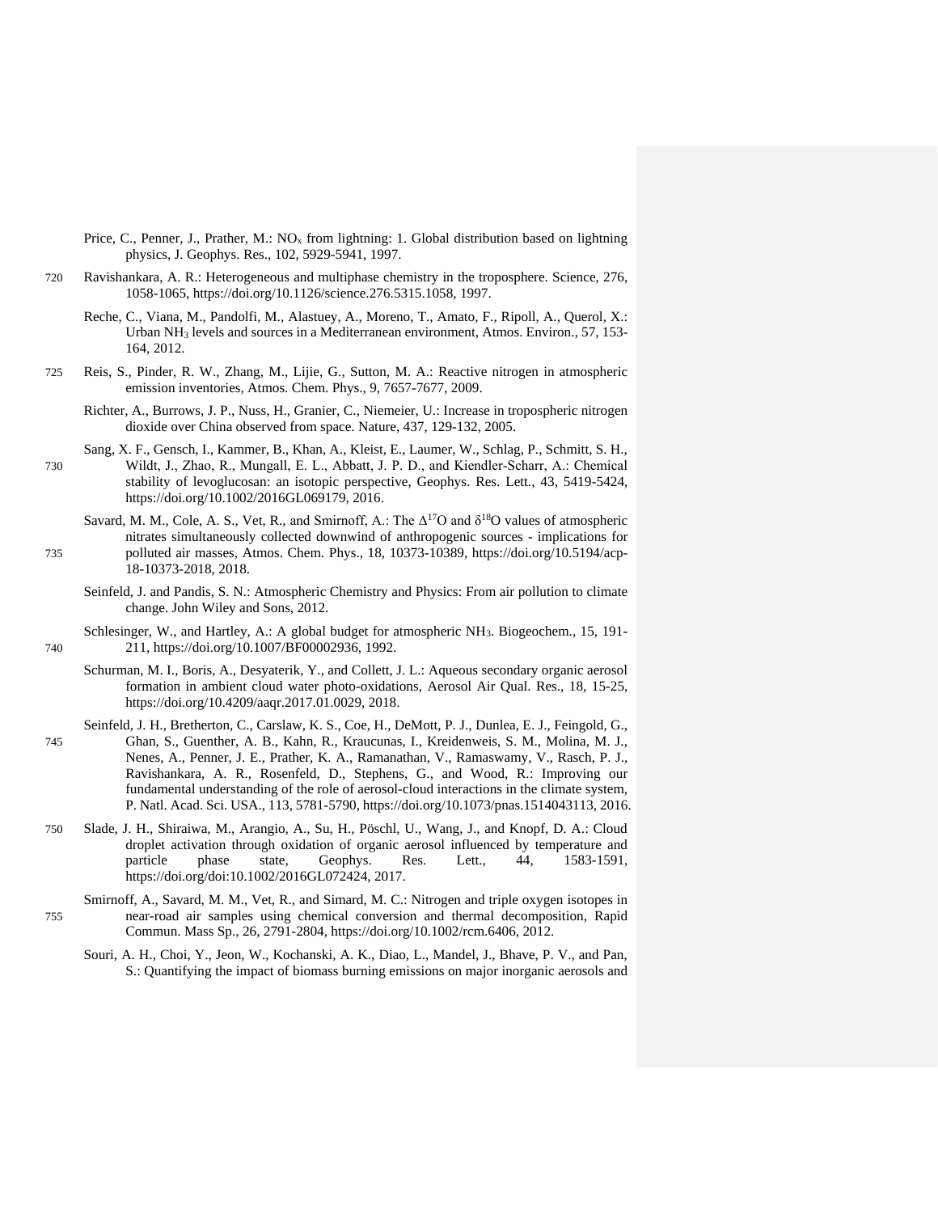Price, C., Penner, J., Prather, M.: $NO_x$ from lightning: 1. Global distribution based on lightning physics, J. Geophys. Res., 102, 5929-5941, 1997.

Ravishankara, A. R.: Heterogeneous and multiphase chemistry in the troposphere. Science, 276, 1058-1065, https://doi.org/10.1126/science.276.5315.1058, 1997.

Reche, C., Viana, M., Pandolfi, M., Alastuey, A., Moreno, T., Amato, F., Ripoll, A., Querol, X.: Urban $NH_3$ levels and sources in a Mediterranean environment, Atmos. Environ., 57, 153-164, 2012.

Reis, S., Pinder, R. W., Zhang, M., Lijie, G., Sutton, M. A.: Reactive nitrogen in atmospheric emission inventories, Atmos. Chem. Phys., 9, 7657-7677, 2009.

Richter, A., Burrows, J. P., Nuss, H., Granier, C., Niemeier, U.: Increase in tropospheric nitrogen dioxide over China observed from space. Nature, 437, 129-132, 2005.

Sang, X. F., Gensch, I., Kammer, B., Khan, A., Kleist, E., Laumer, W., Schlag, P., Schmitt, S. H., Wildt, J., Zhao, R., Mungall, E. L., Abbatt, J. P. D., and Kiendler-Scharr, A.: Chemical stability of levoglucosan: an isotopic perspective, Geophys. Res. Lett., 43, 5419-5424, https://doi.org/10.1002/2016GL069179, 2016.

Savard, M. M., Cole, A. S., Vet, R., and Smirnoff, A.: The $\Delta^{17}O$ and $\delta^{18}O$ values of atmospheric nitrates simultaneously collected downwind of anthropogenic sources - implications for polluted air masses, Atmos. Chem. Phys., 18, 10373-10389, https://doi.org/10.5194/acp-18-10373-2018, 2018.

Seinfeld, J. and Pandis, S. N.: Atmospheric Chemistry and Physics: From air pollution to climate change. John Wiley and Sons, 2012.

Schlesinger, W., and Hartley, A.: A global budget for atmospheric $NH_3$. Biogeochem., 15, 191-211, https://doi.org/10.1007/BF00002936, 1992.

Schurman, M. I., Boris, A., Desyaterik, Y., and Collett, J. L.: Aqueous secondary organic aerosol formation in ambient cloud water photo-oxidations, Aerosol Air Qual. Res., 18, 15-25, https://doi.org/10.4209/aaqr.2017.01.0029, 2018.

Seinfeld, J. H., Bretherton, C., Carslaw, K. S., Coe, H., DeMott, P. J., Dunlea, E. J., Feingold, G., Ghan, S., Guenther, A. B., Kahn, R., Kraucunas, I., Kreidenweis, S. M., Molina, M. J., Nenes, A., Penner, J. E., Prather, K. A., Ramanathan, V., Ramaswamy, V., Rasch, P. J., Ravishankara, A. R., Rosenfeld, D., Stephens, G., and Wood, R.: Improving our fundamental understanding of the role of aerosol-cloud interactions in the climate system, P. Natl. Acad. Sci. USA., 113, 5781-5790, https://doi.org/10.1073/pnas.1514043113, 2016.

Slade, J. H., Shiraiwa, M., Arangio, A., Su, H., Pöschl, U., Wang, J., and Knopf, D. A.: Cloud droplet activation through oxidation of organic aerosol influenced by temperature and particle phase state, Geophys. Res. Lett., 44, 1583-1591, https://doi.org/doi:10.1002/2016GL072424, 2017.

Smirnoff, A., Savard, M. M., Vet, R., and Simard, M. C.: Nitrogen and triple oxygen isotopes in near-road air samples using chemical conversion and thermal decomposition, Rapid Commun. Mass Sp., 26, 2791-2804, https://doi.org/10.1002/rcm.6406, 2012.

Souri, A. H., Choi, Y., Jeon, W., Kochanski, A. K., Diao, L., Mandel, J., Bhave, P. V., and Pan, S.: Quantifying the impact of biomass burning emissions on major inorganic aerosols and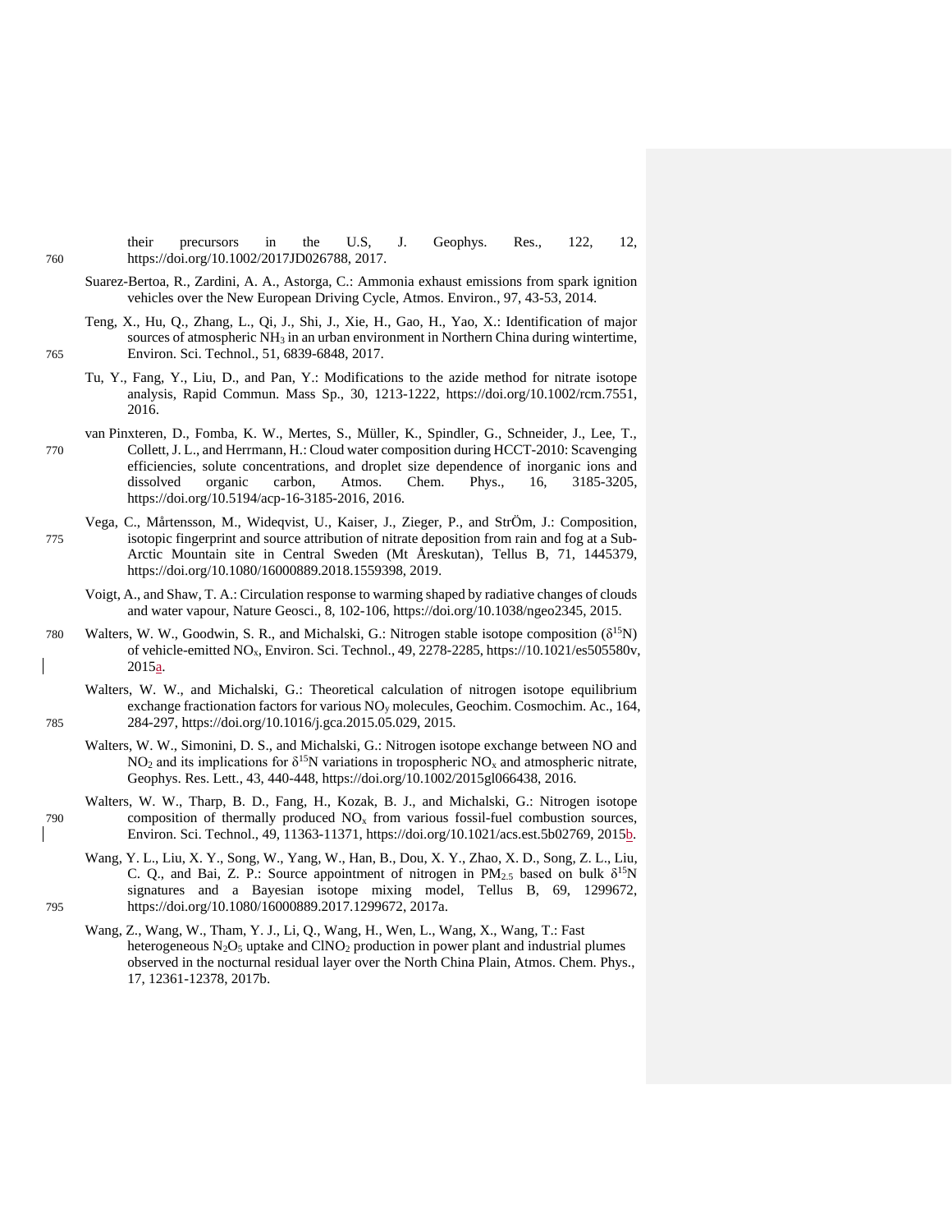their precursors in the U.S, J. Geophys. Res., 122, 12, https://doi.org/10.1002/2017JD026788, 2017.

Suarez-Bertoa, R., Zardini, A. A., Astorga, C.: Ammonia exhaust emissions from spark ignition vehicles over the New European Driving Cycle, Atmos. Environ., 97, 43-53, 2014.

Teng, X., Hu, Q., Zhang, L., Qi, J., Shi, J., Xie, H., Gao, H., Yao, X.: Identification of major sources of atmospheric $NH_3$ in an urban environment in Northern China during wintertime, Environ. Sci. Technol., 51, 6839-6848, 2017.

Tu, Y., Fang, Y., Liu, D., and Pan, Y.: Modifications to the azide method for nitrate isotope analysis, Rapid Commun. Mass Sp., 30, 1213-1222, https://doi.org/10.1002/rcm.7551, 2016.

van Pinxteren, D., Fomba, K. W., Mertes, S., Müller, K., Spindler, G., Schneider, J., Lee, T., Collett, J. L., and Herrmann, H.: Cloud water composition during HCCT-2010: Scavenging efficiencies, solute concentrations, and droplet size dependence of inorganic ions and dissolved organic carbon, Atmos. Chem. Phys., 16, 3185-3205, https://doi.org/10.5194/acp-16-3185-2016, 2016.

Vega, C., Mårtensson, M., Wideqvist, U., Kaiser, J., Zieger, P., and StrÖm, J.: Composition, isotopic fingerprint and source attribution of nitrate deposition from rain and fog at a Sub-Arctic Mountain site in Central Sweden (Mt Åreskutan), Tellus B, 71, 1445379, https://doi.org/10.1080/16000889.2018.1559398, 2019.

Voigt, A., and Shaw, T. A.: Circulation response to warming shaped by radiative changes of clouds and water vapour, Nature Geosci., 8, 102-106, https://doi.org/10.1038/ngeo2345, 2015.

Walters, W. W., Goodwin, S. R., and Michalski, G.: Nitrogen stable isotope composition ($\delta^{15}N$) of vehicle-emitted $NO_x$, Environ. Sci. Technol., 49, 2278-2285, https://10.1021/es505580v, 2015a.

Walters, W. W., and Michalski, G.: Theoretical calculation of nitrogen isotope equilibrium exchange fractionation factors for various $NO_y$ molecules, Geochim. Cosmochim. Ac., 164, 284-297, https://doi.org/10.1016/j.gca.2015.05.029, 2015.

Walters, W. W., Simonini, D. S., and Michalski, G.: Nitrogen isotope exchange between NO and $NO_2$ and its implications for $\delta^{15}N$ variations in tropospheric $NO_x$ and atmospheric nitrate, Geophys. Res. Lett., 43, 440-448, https://doi.org/10.1002/2015gl066438, 2016.

Walters, W. W., Tharp, B. D., Fang, H., Kozak, B. J., and Michalski, G.: Nitrogen isotope composition of thermally produced $NO_x$ from various fossil-fuel combustion sources, Environ. Sci. Technol., 49, 11363-11371, https://doi.org/10.1021/acs.est.5b02769, 2015b.

Wang, Y. L., Liu, X. Y., Song, W., Yang, W., Han, B., Dou, X. Y., Zhao, X. D., Song, Z. L., Liu, C. Q., and Bai, Z. P.: Source appointment of nitrogen in $PM_{2.5}$ based on bulk $\delta^{15}N$ signatures and a Bayesian isotope mixing model, Tellus B, 69, 1299672, https://doi.org/10.1080/16000889.2017.1299672, 2017a.

Wang, Z., Wang, W., Tham, Y. J., Li, Q., Wang, H., Wen, L., Wang, X., Wang, T.: Fast heterogeneous $N_2O_5$ uptake and $ClNO_2$ production in power plant and industrial plumes observed in the nocturnal residual layer over the North China Plain, Atmos. Chem. Phys., 17, 12361-12378, 2017b.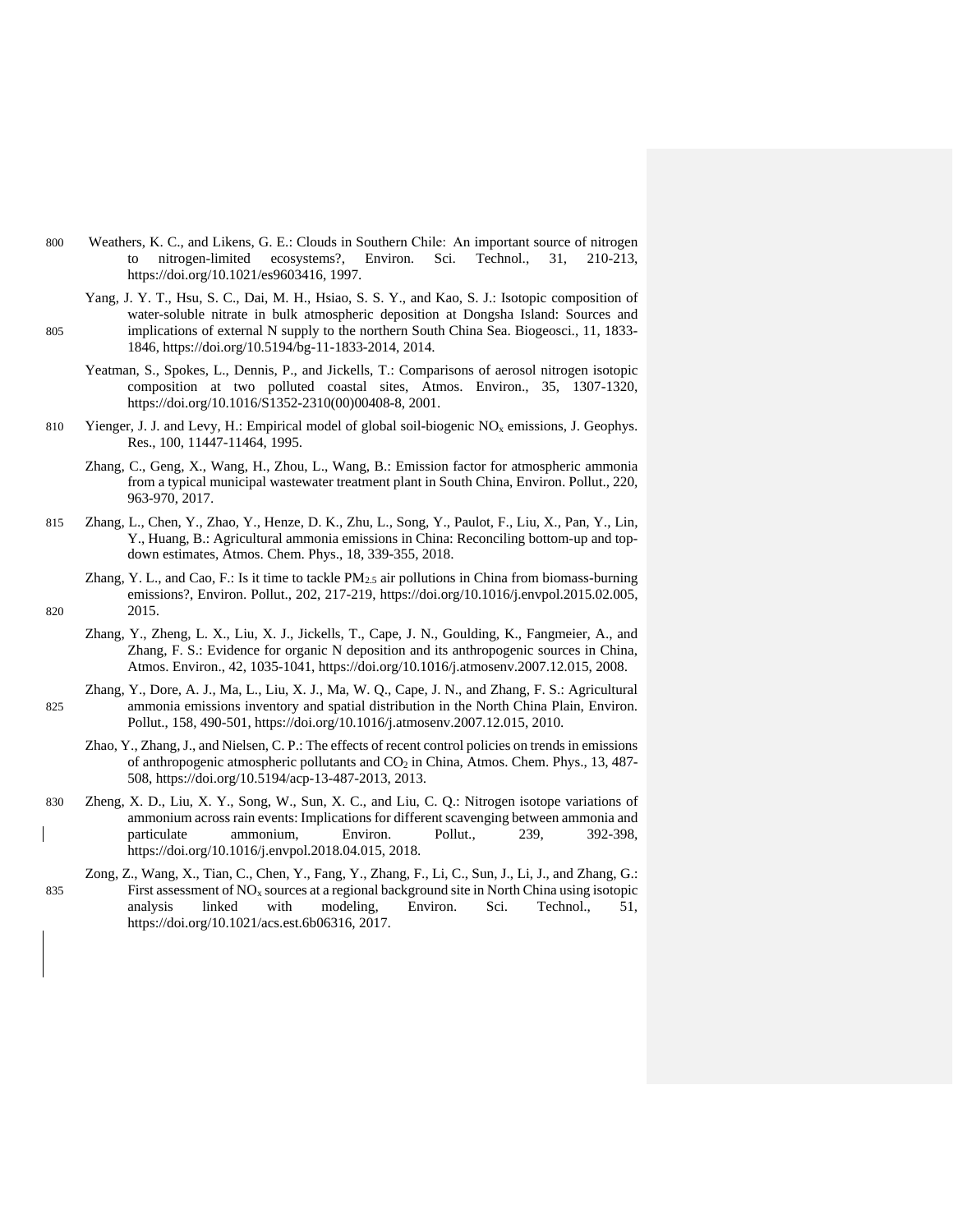Weathers, K. C., and Likens, G. E.: Clouds in Southern Chile: An important source of nitrogen to nitrogen-limited ecosystems?, Environ. Sci. Technol., 31, 210-213, https://doi.org/10.1021/es9603416, 1997.

Yang, J. Y. T., Hsu, S. C., Dai, M. H., Hsiao, S. S. Y., and Kao, S. J.: Isotopic composition of water-soluble nitrate in bulk atmospheric deposition at Dongsha Island: Sources and implications of external N supply to the northern South China Sea. Biogeosci., 11, 1833-1846, https://doi.org/10.5194/bg-11-1833-2014, 2014.

Yeatman, S., Spokes, L., Dennis, P., and Jickells, T.: Comparisons of aerosol nitrogen isotopic composition at two polluted coastal sites, Atmos. Environ., 35, 1307-1320, https://doi.org/10.1016/S1352-2310(00)00408-8, 2001.

Yienger, J. J. and Levy, H.: Empirical model of global soil-biogenic $NO_x$ emissions, J. Geophys. Res., 100, 11447-11464, 1995.

Zhang, C., Geng, X., Wang, H., Zhou, L., Wang, B.: Emission factor for atmospheric ammonia from a typical municipal wastewater treatment plant in South China, Environ. Pollut., 220, 963-970, 2017.

Zhang, L., Chen, Y., Zhao, Y., Henze, D. K., Zhu, L., Song, Y., Paulot, F., Liu, X., Pan, Y., Lin, Y., Huang, B.: Agricultural ammonia emissions in China: Reconciling bottom-up and top-down estimates, Atmos. Chem. Phys., 18, 339-355, 2018.

Zhang, Y. L., and Cao, F.: Is it time to tackle $PM_{2.5}$ air pollutions in China from biomass-burning emissions?, Environ. Pollut., 202, 217-219, https://doi.org/10.1016/j.envpol.2015.02.005, 2015.

Zhang, Y., Zheng, L. X., Liu, X. J., Jickells, T., Cape, J. N., Goulding, K., Fangmeier, A., and Zhang, F. S.: Evidence for organic N deposition and its anthropogenic sources in China, Atmos. Environ., 42, 1035-1041, https://doi.org/10.1016/j.atmosenv.2007.12.015, 2008.

Zhang, Y., Dore, A. J., Ma, L., Liu, X. J., Ma, W. Q., Cape, J. N., and Zhang, F. S.: Agricultural ammonia emissions inventory and spatial distribution in the North China Plain, Environ. Pollut., 158, 490-501, https://doi.org/10.1016/j.atmosenv.2007.12.015, 2010.

Zhao, Y., Zhang, J., and Nielsen, C. P.: The effects of recent control policies on trends in emissions of anthropogenic atmospheric pollutants and $CO_2$ in China, Atmos. Chem. Phys., 13, 487-508, https://doi.org/10.5194/acp-13-487-2013, 2013.

Zheng, X. D., Liu, X. Y., Song, W., Sun, X. C., and Liu, C. Q.: Nitrogen isotope variations of ammonium across rain events: Implications for different scavenging between ammonia and particulate ammonium, Environ. Pollut., 239, 392-398, https://doi.org/10.1016/j.envpol.2018.04.015, 2018.

Zong, Z., Wang, X., Tian, C., Chen, Y., Fang, Y., Zhang, F., Li, C., Sun, J., Li, J., and Zhang, G.: First assessment of $NO_x$ sources at a regional background site in North China using isotopic analysis linked with modeling, Environ. Sci. Technol., 51, https://doi.org/10.1021/acs.est.6b06316, 2017.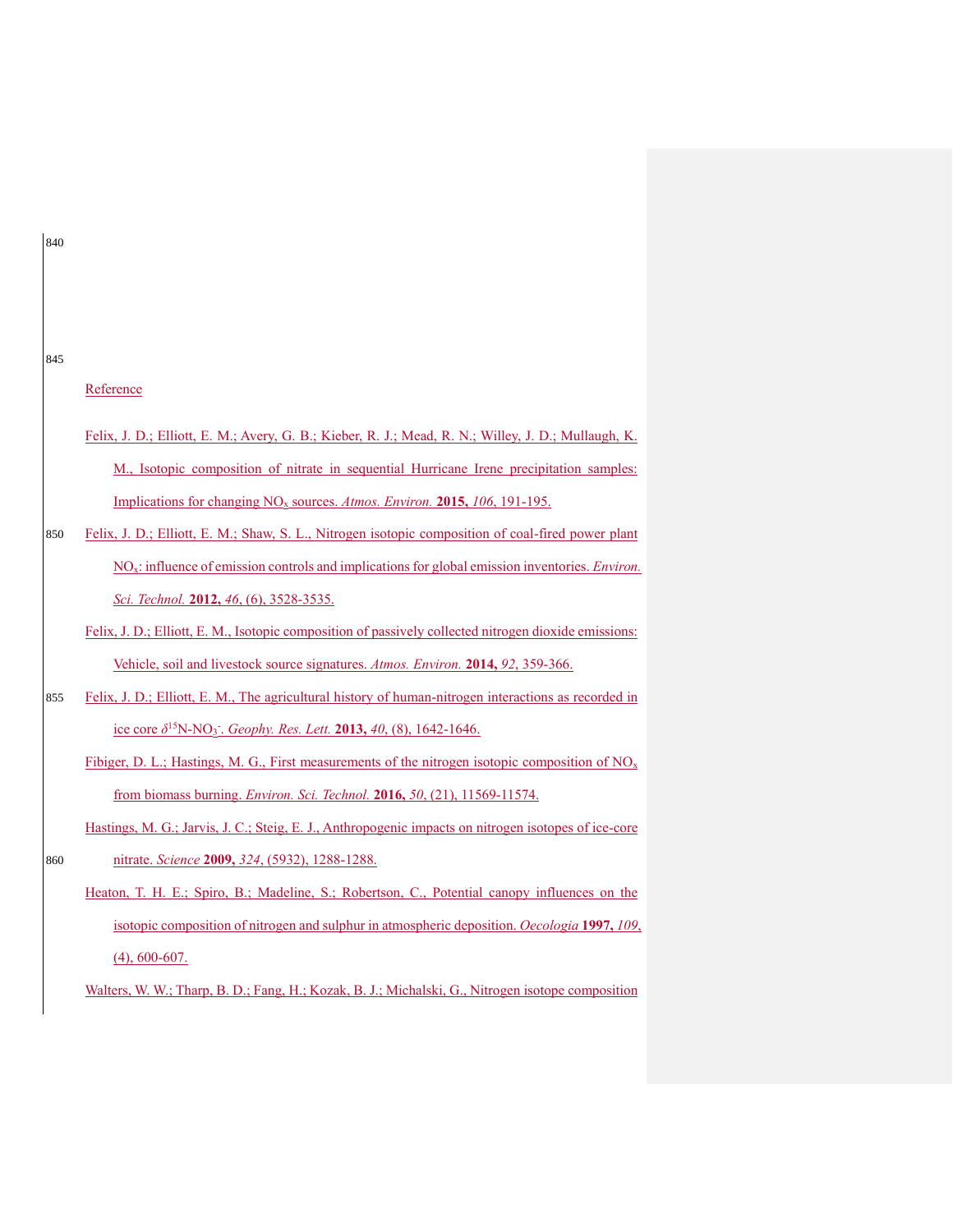## Reference

Felix, J. D.; Elliott, E. M.; Avery, G. B.; Kieber, R. J.; Mead, R. N.; Willey, J. D.; Mullaugh, K. M., Isotopic composition of nitrate in sequential Hurricane Irene precipitation samples: Implications for changing $NO_x$ sources. *Atmos. Environ.* **2015,** *106*, 191-195.

Felix, J. D.; Elliott, E. M.; Shaw, S. L., Nitrogen isotopic composition of coal-fired power plant $NO_x$: influence of emission controls and implications for global emission inventories. *Environ. Sci. Technol.* **2012,** *46*, (6), 3528-3535.

Felix, J. D.; Elliott, E. M., Isotopic composition of passively collected nitrogen dioxide emissions: Vehicle, soil and livestock source signatures. *Atmos. Environ.* **2014,** *92*, 359-366.

Felix, J. D.; Elliott, E. M., The agricultural history of human-nitrogen interactions as recorded in ice core $\delta^{15}$N-$NO_3^-$. *Geophy. Res. Lett.* **2013,** *40*, (8), 1642-1646.

Fibiger, D. L.; Hastings, M. G., First measurements of the nitrogen isotopic composition of $NO_x$ from biomass burning. *Environ. Sci. Technol.* **2016,** *50*, (21), 11569-11574.

Hastings, M. G.; Jarvis, J. C.; Steig, E. J., Anthropogenic impacts on nitrogen isotopes of ice-core nitrate. *Science* **2009,** *324*, (5932), 1288-1288.

Heaton, T. H. E.; Spiro, B.; Madeline, S.; Robertson, C., Potential canopy influences on the isotopic composition of nitrogen and sulphur in atmospheric deposition. *Oecologia* **1997,** *109*, (4), 600-607.

Walters, W. W.; Tharp, B. D.; Fang, H.; Kozak, B. J.; Michalski, G., Nitrogen isotope composition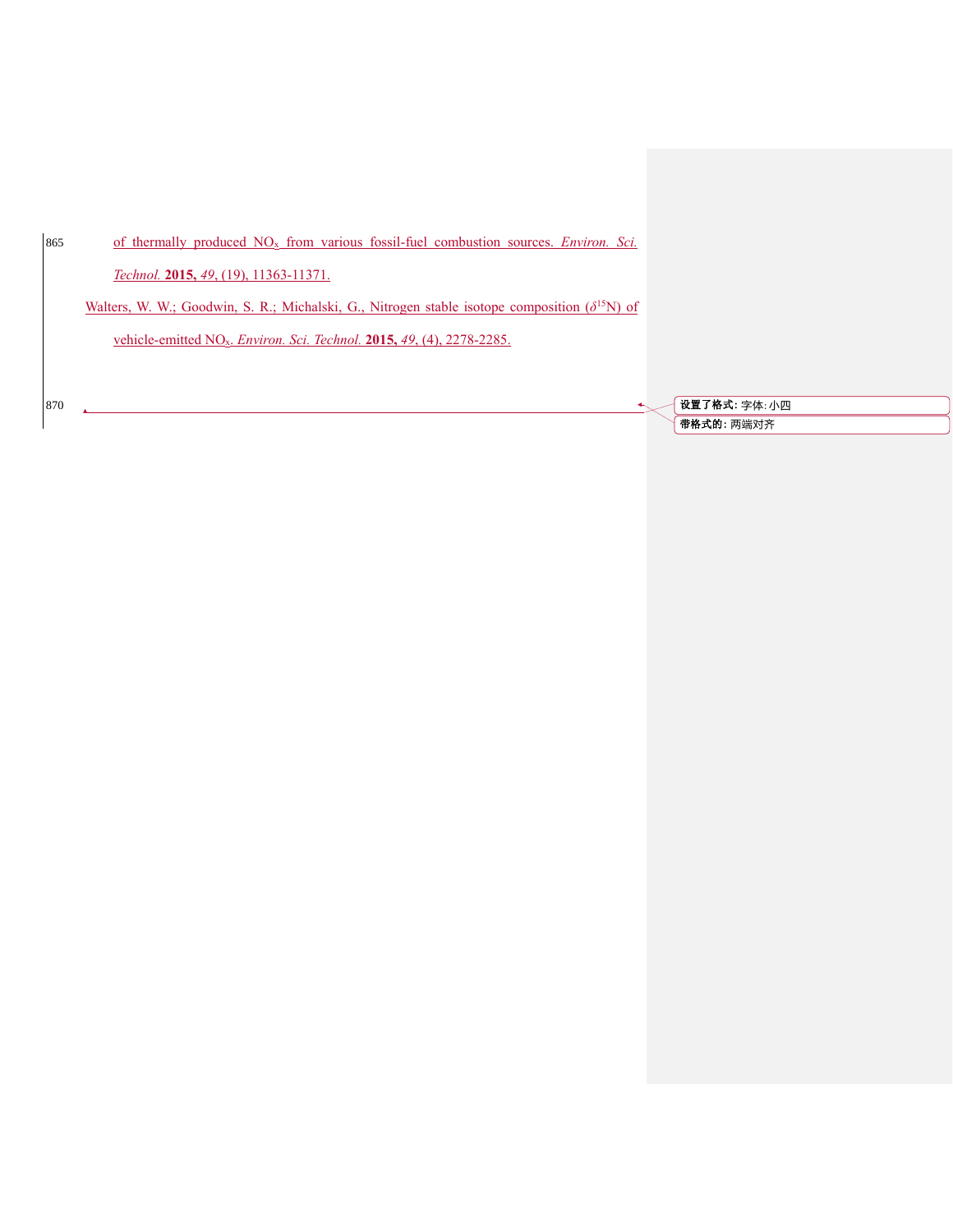of thermally produced $NO_x$ from various fossil-fuel combustion sources. *Environ. Sci. Technol.* **2015,** *49*, (19), 11363-11371.

Walters, W. W.; Goodwin, S. R.; Michalski, G., Nitrogen stable isotope composition ($\delta^{15}N$) of vehicle-emitted $NO_x$. *Environ. Sci. Technol.* **2015,** *49*, (4), 2278-2285.